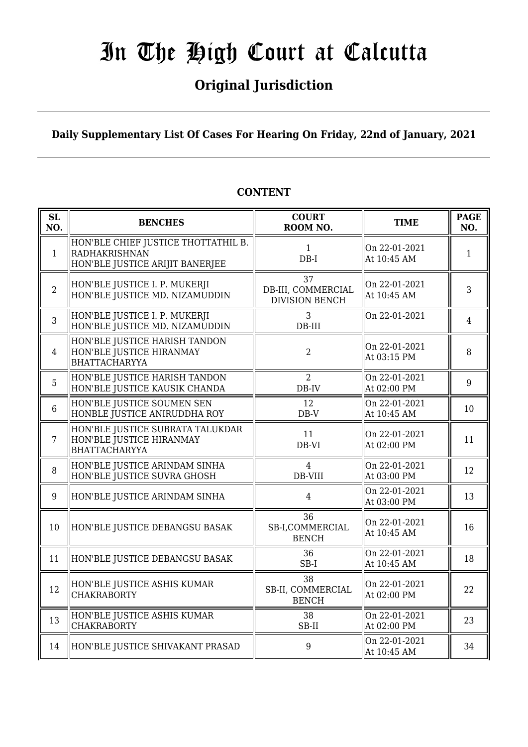# In The High Court at Calcutta

## Original Jurisdiction

**Daily Supplementary List Of Cases For Hearing On Friday, 22nd of January, 2021**

### CONTENT

| SL NO. | BENCHES | COURT ROOM NO. | TIME | PAGE NO. |
|---|---|---|---|---|
| 1 | HON'BLE CHIEF JUSTICE THOTTATHIL B. RADHAKRISHNAN<br>HON'BLE JUSTICE ARIJIT BANERJEE | 1<br>DB-I | On 22-01-2021<br>At 10:45 AM | 1 |
| 2 | HON'BLE JUSTICE I. P. MUKERJI<br>HON'BLE JUSTICE MD. NIZAMUDDIN | 37<br>DB-III, COMMERCIAL DIVISION BENCH | On 22-01-2021<br>At 10:45 AM | 3 |
| 3 | HON'BLE JUSTICE I. P. MUKERJI<br>HON'BLE JUSTICE MD. NIZAMUDDIN | 3<br>DB-III | On 22-01-2021 | 4 |
| 4 | HON'BLE JUSTICE HARISH TANDON<br>HON'BLE JUSTICE HIRANMAY BHATTACHARYYA | 2 | On 22-01-2021<br>At 03:15 PM | 8 |
| 5 | HON'BLE JUSTICE HARISH TANDON<br>HON'BLE JUSTICE KAUSIK CHANDA | 2<br>DB-IV | On 22-01-2021<br>At 02:00 PM | 9 |
| 6 | HON'BLE JUSTICE SOUMEN SEN<br>HONBLE JUSTICE ANIRUDDHA ROY | 12<br>DB-V | On 22-01-2021<br>At 10:45 AM | 10 |
| 7 | HON'BLE JUSTICE SUBRATA TALUKDAR<br>HON'BLE JUSTICE HIRANMAY BHATTACHARYYA | 11<br>DB-VI | On 22-01-2021<br>At 02:00 PM | 11 |
| 8 | HON'BLE JUSTICE ARINDAM SINHA<br>HON'BLE JUSTICE SUVRA GHOSH | 4<br>DB-VIII | On 22-01-2021<br>At 03:00 PM | 12 |
| 9 | HON'BLE JUSTICE ARINDAM SINHA | 4 | On 22-01-2021<br>At 03:00 PM | 13 |
| 10 | HON'BLE JUSTICE DEBANGSU BASAK | 36<br>SB-I,COMMERCIAL BENCH | On 22-01-2021<br>At 10:45 AM | 16 |
| 11 | HON'BLE JUSTICE DEBANGSU BASAK | 36<br>SB-I | On 22-01-2021<br>At 10:45 AM | 18 |
| 12 | HON'BLE JUSTICE ASHIS KUMAR CHAKRABORTY | 38<br>SB-II, COMMERCIAL BENCH | On 22-01-2021<br>At 02:00 PM | 22 |
| 13 | HON'BLE JUSTICE ASHIS KUMAR CHAKRABORTY | 38<br>SB-II | On 22-01-2021<br>At 02:00 PM | 23 |
| 14 | HON'BLE JUSTICE SHIVAKANT PRASAD | 9 | On 22-01-2021<br>At 10:45 AM | 34 |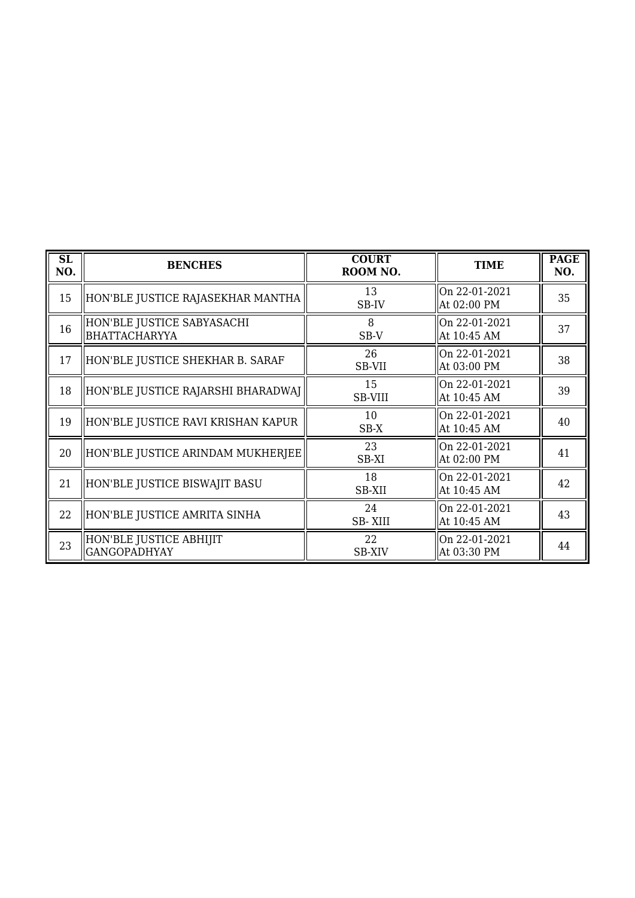| SL NO. | BENCHES | COURT ROOM NO. | TIME | PAGE NO. |
|---|---|---|---|---|
| 15 | HON'BLE JUSTICE RAJASEKHAR MANTHA | 13<br>SB-IV | On 22-01-2021<br>At 02:00 PM | 35 |
| 16 | HON'BLE JUSTICE SABYASACHI BHATTACHARYYA | 8<br>SB-V | On 22-01-2021<br>At 10:45 AM | 37 |
| 17 | HON'BLE JUSTICE SHEKHAR B. SARAF | 26<br>SB-VII | On 22-01-2021<br>At 03:00 PM | 38 |
| 18 | HON'BLE JUSTICE RAJARSHI BHARADWAJ | 15<br>SB-VIII | On 22-01-2021<br>At 10:45 AM | 39 |
| 19 | HON'BLE JUSTICE RAVI KRISHAN KAPUR | 10<br>SB-X | On 22-01-2021<br>At 10:45 AM | 40 |
| 20 | HON'BLE JUSTICE ARINDAM MUKHERJEE | 23<br>SB-XI | On 22-01-2021<br>At 02:00 PM | 41 |
| 21 | HON'BLE JUSTICE BISWAJIT BASU | 18<br>SB-XII | On 22-01-2021<br>At 10:45 AM | 42 |
| 22 | HON'BLE JUSTICE AMRITA SINHA | 24<br>SB- XIII | On 22-01-2021<br>At 10:45 AM | 43 |
| 23 | HON'BLE JUSTICE ABHIJIT GANGOPADHYAY | 22<br>SB-XIV | On 22-01-2021<br>At 03:30 PM | 44 |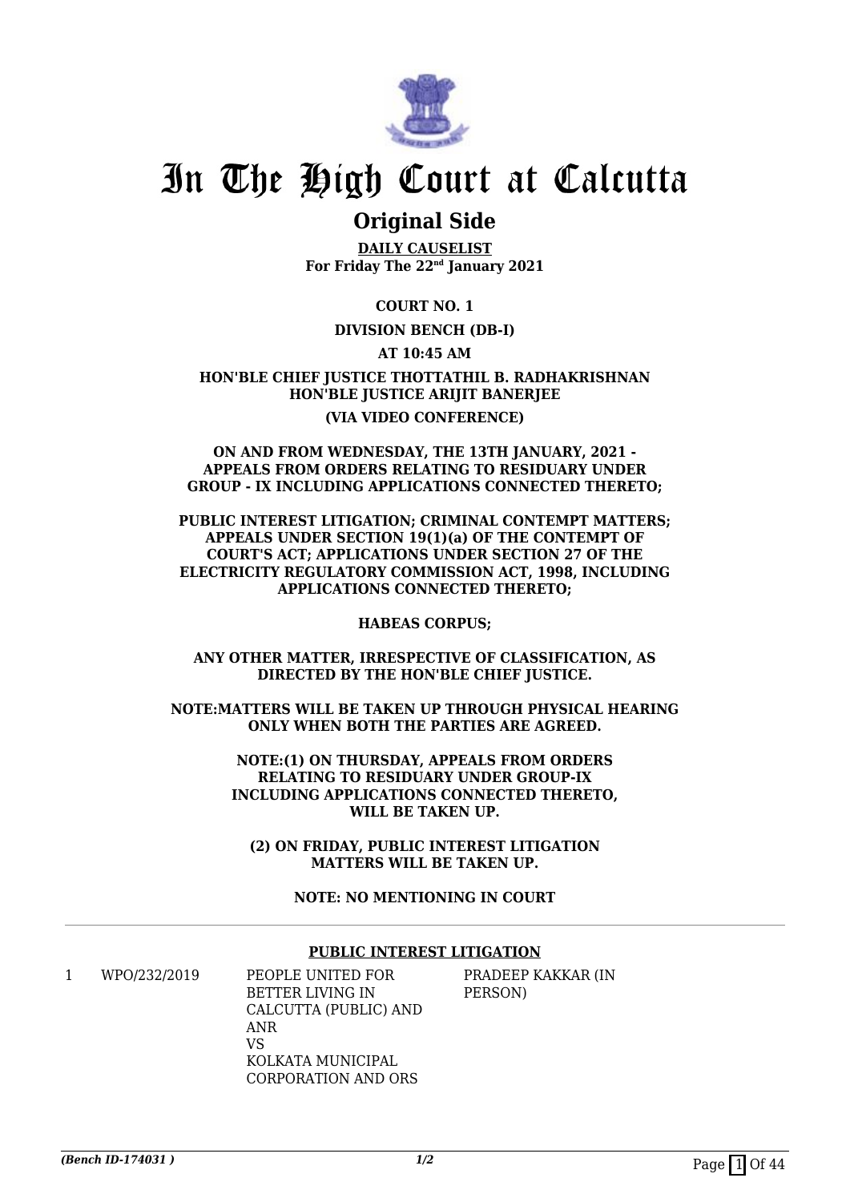# In The High Court at Calcutta

## Original Side

**DAILY CAUSELIST**
**For Friday The 22nd January 2021**

**COURT NO. 1**

**DIVISION BENCH (DB-I)**

**AT 10:45 AM**

**HON'BLE CHIEF JUSTICE THOTTATHIL B. RADHAKRISHNAN**
**HON'BLE JUSTICE ARIJIT BANERJEE**

**(VIA VIDEO CONFERENCE)**

**ON AND FROM WEDNESDAY, THE 13TH JANUARY, 2021 - APPEALS FROM ORDERS RELATING TO RESIDUARY UNDER GROUP - IX INCLUDING APPLICATIONS CONNECTED THERETO;**

**PUBLIC INTEREST LITIGATION; CRIMINAL CONTEMPT MATTERS; APPEALS UNDER SECTION 19(1)(a) OF THE CONTEMPT OF COURT'S ACT; APPLICATIONS UNDER SECTION 27 OF THE ELECTRICITY REGULATORY COMMISSION ACT, 1998, INCLUDING APPLICATIONS CONNECTED THERETO;**

**HABEAS CORPUS;**

**ANY OTHER MATTER, IRRESPECTIVE OF CLASSIFICATION, AS DIRECTED BY THE HON'BLE CHIEF JUSTICE.**

**NOTE:MATTERS WILL BE TAKEN UP THROUGH PHYSICAL HEARING ONLY WHEN BOTH THE PARTIES ARE AGREED.**

**NOTE:(1) ON THURSDAY, APPEALS FROM ORDERS RELATING TO RESIDUARY UNDER GROUP-IX INCLUDING APPLICATIONS CONNECTED THERETO, WILL BE TAKEN UP.**

**(2) ON FRIDAY, PUBLIC INTEREST LITIGATION MATTERS WILL BE TAKEN UP.**

**NOTE: NO MENTIONING IN COURT**

**PUBLIC INTEREST LITIGATION**

| | | | |
|---|---|---|---|
| 1 | WPO/232/2019 | PEOPLE UNITED FOR BETTER LIVING IN CALCUTTA (PUBLIC) AND ANR VS KOLKATA MUNICIPAL CORPORATION AND ORS | PRADEEP KAKKAR (IN PERSON) |

*(Bench ID-174031 )* 1/2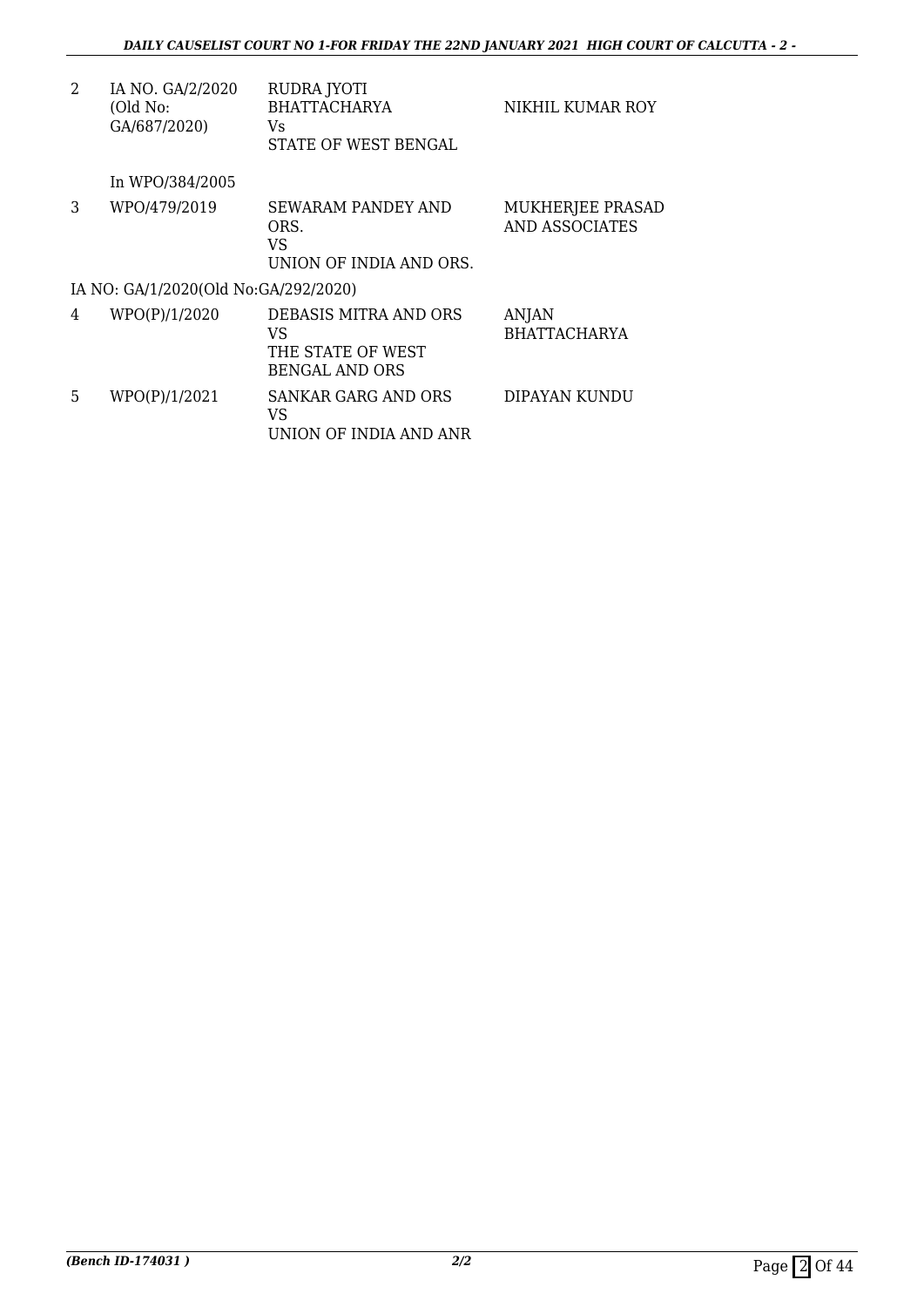| | | | |
|---|---|---|---|
| 2 | IA NO. GA/2/2020 (Old No: GA/687/2020) | RUDRA JYOTI BHATTACHARYA Vs STATE OF WEST BENGAL | NIKHIL KUMAR ROY |
| | In WPO/384/2005 | | |
| 3 | WPO/479/2019 | SEWARAM PANDEY AND ORS. VS UNION OF INDIA AND ORS. | MUKHERJEE PRASAD AND ASSOCIATES |
| | IA NO: GA/1/2020(Old No:GA/292/2020) | | |
| 4 | WPO(P)/1/2020 | DEBASIS MITRA AND ORS VS THE STATE OF WEST BENGAL AND ORS | ANJAN BHATTACHARYA |
| 5 | WPO(P)/1/2021 | SANKAR GARG AND ORS VS UNION OF INDIA AND ANR | DIPAYAN KUNDU |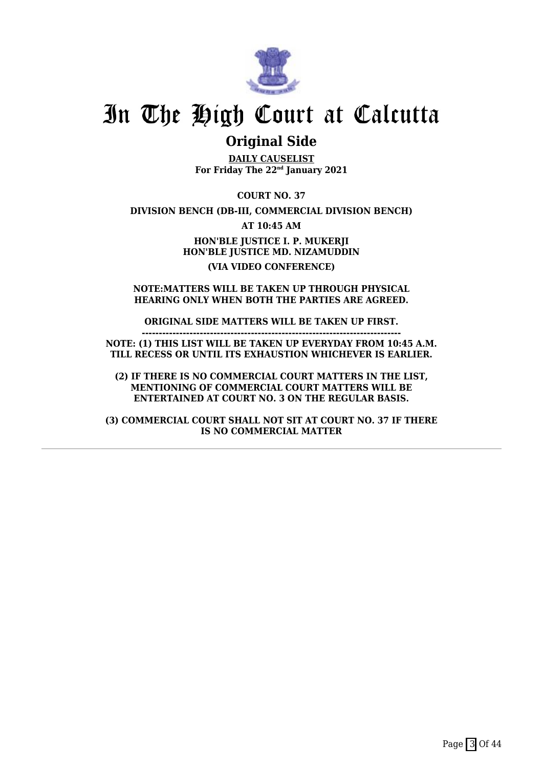# In The High Court at Calcutta

## Original Side

**DAILY CAUSELIST**
**For Friday The 22nd January 2021**

**COURT NO. 37**

**DIVISION BENCH (DB-III, COMMERCIAL DIVISION BENCH)**

**AT 10:45 AM**

**HON'BLE JUSTICE I. P. MUKERJI**
**HON'BLE JUSTICE MD. NIZAMUDDIN**

**(VIA VIDEO CONFERENCE)**

**NOTE:MATTERS WILL BE TAKEN UP THROUGH PHYSICAL HEARING ONLY WHEN BOTH THE PARTIES ARE AGREED.**

**ORIGINAL SIDE MATTERS WILL BE TAKEN UP FIRST.**

**NOTE: (1) THIS LIST WILL BE TAKEN UP EVERYDAY FROM 10:45 A.M. TILL RECESS OR UNTIL ITS EXHAUSTION WHICHEVER IS EARLIER.**

**(2) IF THERE IS NO COMMERCIAL COURT MATTERS IN THE LIST, MENTIONING OF COMMERCIAL COURT MATTERS WILL BE ENTERTAINED AT COURT NO. 3 ON THE REGULAR BASIS.**

**(3) COMMERCIAL COURT SHALL NOT SIT AT COURT NO. 37 IF THERE IS NO COMMERCIAL MATTER**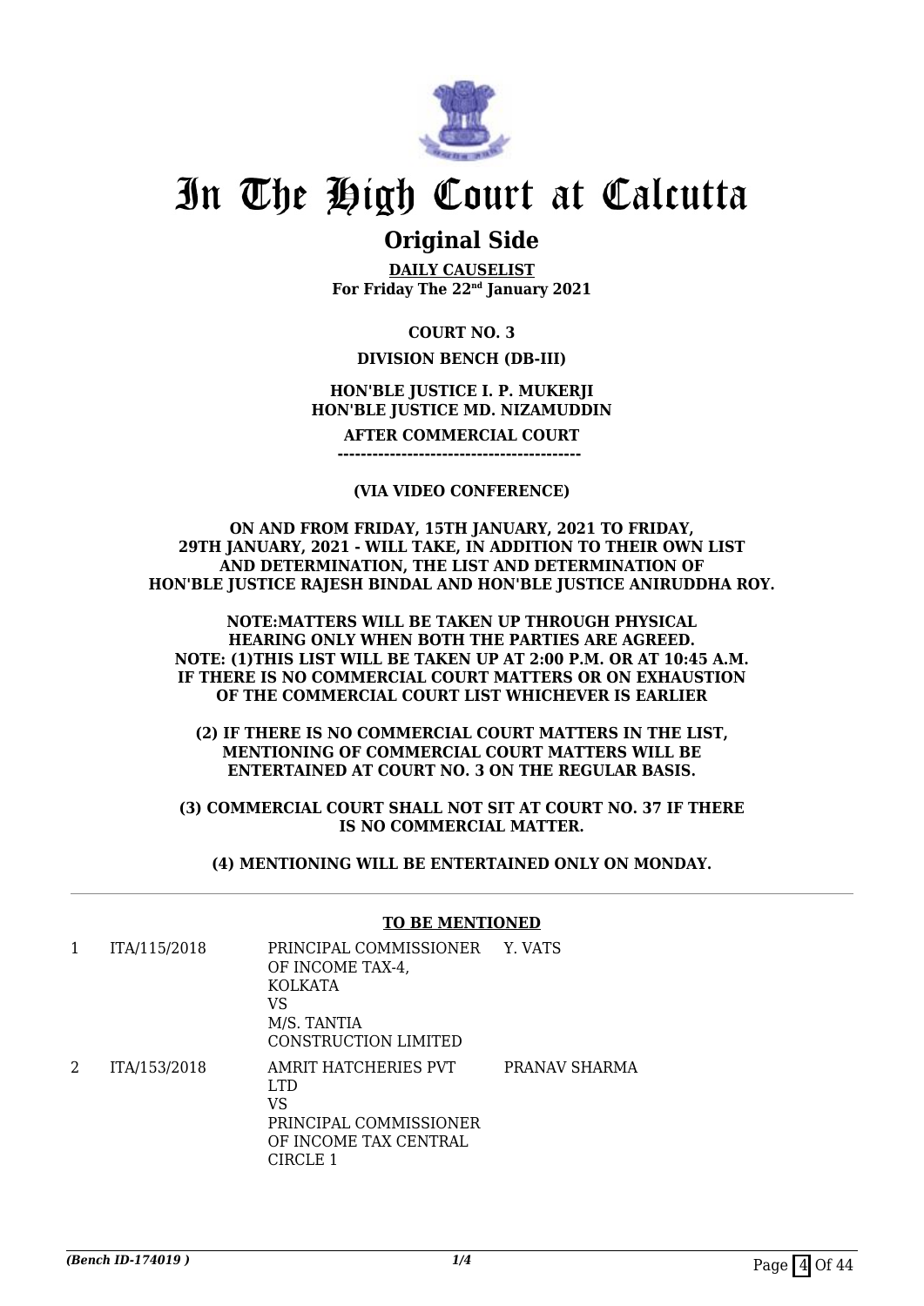# In The High Court at Calcutta

## Original Side

**DAILY CAUSELIST**
**For Friday The 22nd January 2021**

**COURT NO. 3**

**DIVISION BENCH (DB-III)**

**HON'BLE JUSTICE I. P. MUKERJI**
**HON'BLE JUSTICE MD. NIZAMUDDIN**

**AFTER COMMERCIAL COURT**
**------------------------------------------**

**(VIA VIDEO CONFERENCE)**

**ON AND FROM FRIDAY, 15TH JANUARY, 2021 TO FRIDAY, 29TH JANUARY, 2021 - WILL TAKE, IN ADDITION TO THEIR OWN LIST AND DETERMINATION, THE LIST AND DETERMINATION OF HON'BLE JUSTICE RAJESH BINDAL AND HON'BLE JUSTICE ANIRUDDHA ROY.**

**NOTE:MATTERS WILL BE TAKEN UP THROUGH PHYSICAL HEARING ONLY WHEN BOTH THE PARTIES ARE AGREED.**
**NOTE: (1)THIS LIST WILL BE TAKEN UP AT 2:00 P.M. OR AT 10:45 A.M. IF THERE IS NO COMMERCIAL COURT MATTERS OR ON EXHAUSTION OF THE COMMERCIAL COURT LIST WHICHEVER IS EARLIER**

**(2) IF THERE IS NO COMMERCIAL COURT MATTERS IN THE LIST, MENTIONING OF COMMERCIAL COURT MATTERS WILL BE ENTERTAINED AT COURT NO. 3 ON THE REGULAR BASIS.**

**(3) COMMERCIAL COURT SHALL NOT SIT AT COURT NO. 37 IF THERE IS NO COMMERCIAL MATTER.**

**(4) MENTIONING WILL BE ENTERTAINED ONLY ON MONDAY.**

**TO BE MENTIONED**

| | | | |
|---|---|---|---|
| 1 | ITA/115/2018 | PRINCIPAL COMMISSIONER OF INCOME TAX-4, KOLKATA VS M/S. TANTIA CONSTRUCTION LIMITED | Y. VATS |
| 2 | ITA/153/2018 | AMRIT HATCHERIES PVT LTD VS PRINCIPAL COMMISSIONER OF INCOME TAX CENTRAL CIRCLE 1 | PRANAV SHARMA |

*(Bench ID-174019 )* 1/4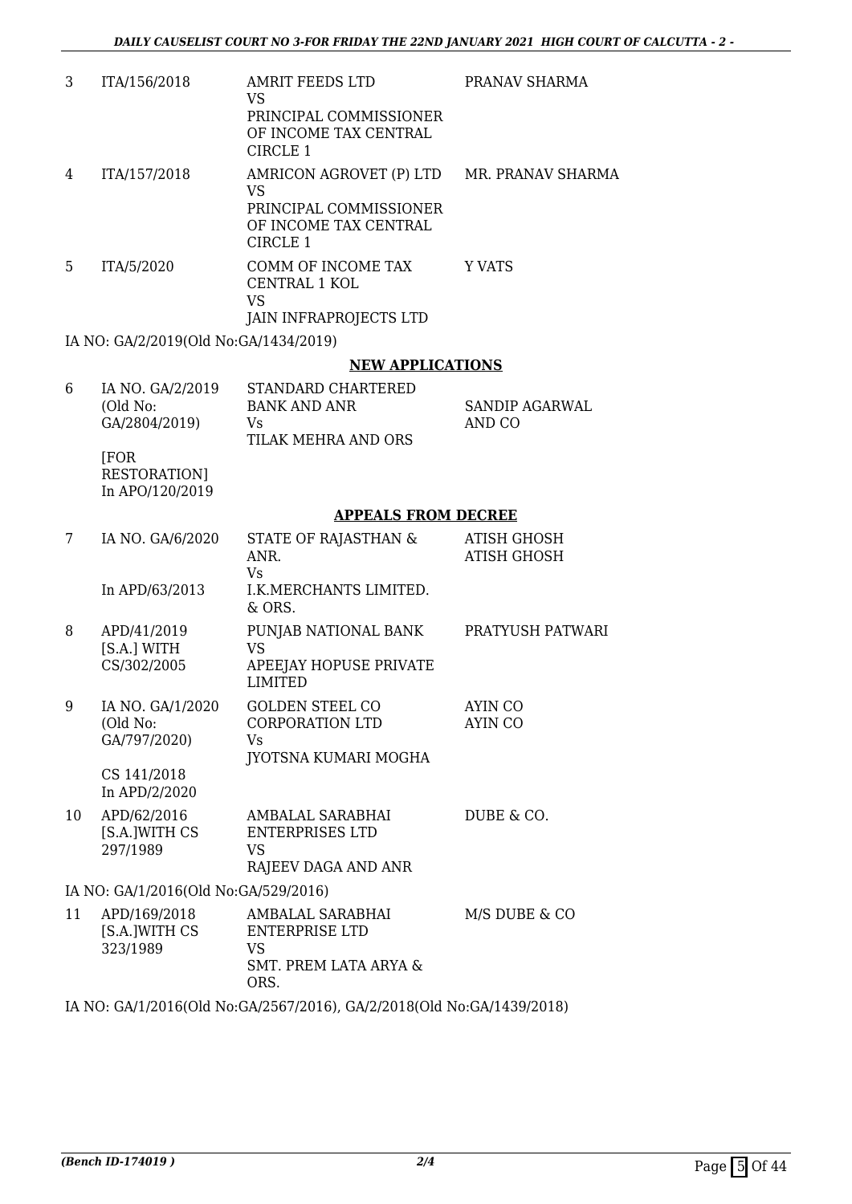| | | | |
|---|---|---|---|
| 3 | ITA/156/2018 | AMRIT FEEDS LTD<br>VS<br>PRINCIPAL COMMISSIONER OF INCOME TAX CENTRAL CIRCLE 1 | PRANAV SHARMA |
| 4 | ITA/157/2018 | AMRICON AGROVET (P) LTD<br>VS<br>PRINCIPAL COMMISSIONER OF INCOME TAX CENTRAL CIRCLE 1 | MR. PRANAV SHARMA |
| 5 | ITA/5/2020 | COMM OF INCOME TAX CENTRAL 1 KOL<br>VS<br>JAIN INFRAPROJECTS LTD | Y VATS |

IA NO: GA/2/2019(Old No:GA/1434/2019)

## NEW APPLICATIONS

| | | | |
|---|---|---|---|
| 6 | IA NO. GA/2/2019 (Old No: GA/2804/2019)<br><br>[FOR RESTORATION] In APO/120/2019 | STANDARD CHARTERED BANK AND ANR<br>Vs<br>TILAK MEHRA AND ORS | SANDIP AGARWAL AND CO |

## APPEALS FROM DECREE

| | | | |
|---|---|---|---|
| 7 | IA NO. GA/6/2020<br><br>In APD/63/2013 | STATE OF RAJASTHAN & ANR.<br>Vs<br>I.K.MERCHANTS LIMITED. & ORS. | ATISH GHOSH<br>ATISH GHOSH |
| 8 | APD/41/2019 [S.A.] WITH CS/302/2005 | PUNJAB NATIONAL BANK<br>VS<br>APEEJAY HOPUSE PRIVATE LIMITED | PRATYUSH PATWARI |
| 9 | IA NO. GA/1/2020 (Old No: GA/797/2020)<br><br>CS 141/2018 In APD/2/2020 | GOLDEN STEEL CO CORPORATION LTD<br>Vs<br>JYOTSNA KUMARI MOGHA | AYIN CO<br>AYIN CO |
| 10 | APD/62/2016 [S.A.]WITH CS 297/1989 | AMBALAL SARABHAI ENTERPRISES LTD<br>VS<br>RAJEEV DAGA AND ANR | DUBE & CO. |

IA NO: GA/1/2016(Old No:GA/529/2016)

| | | | |
|---|---|---|---|
| 11 | APD/169/2018 [S.A.]WITH CS 323/1989 | AMBALAL SARABHAI ENTERPRISE LTD<br>VS<br>SMT. PREM LATA ARYA & ORS. | M/S DUBE & CO |

IA NO: GA/1/2016(Old No:GA/2567/2016), GA/2/2018(Old No:GA/1439/2018)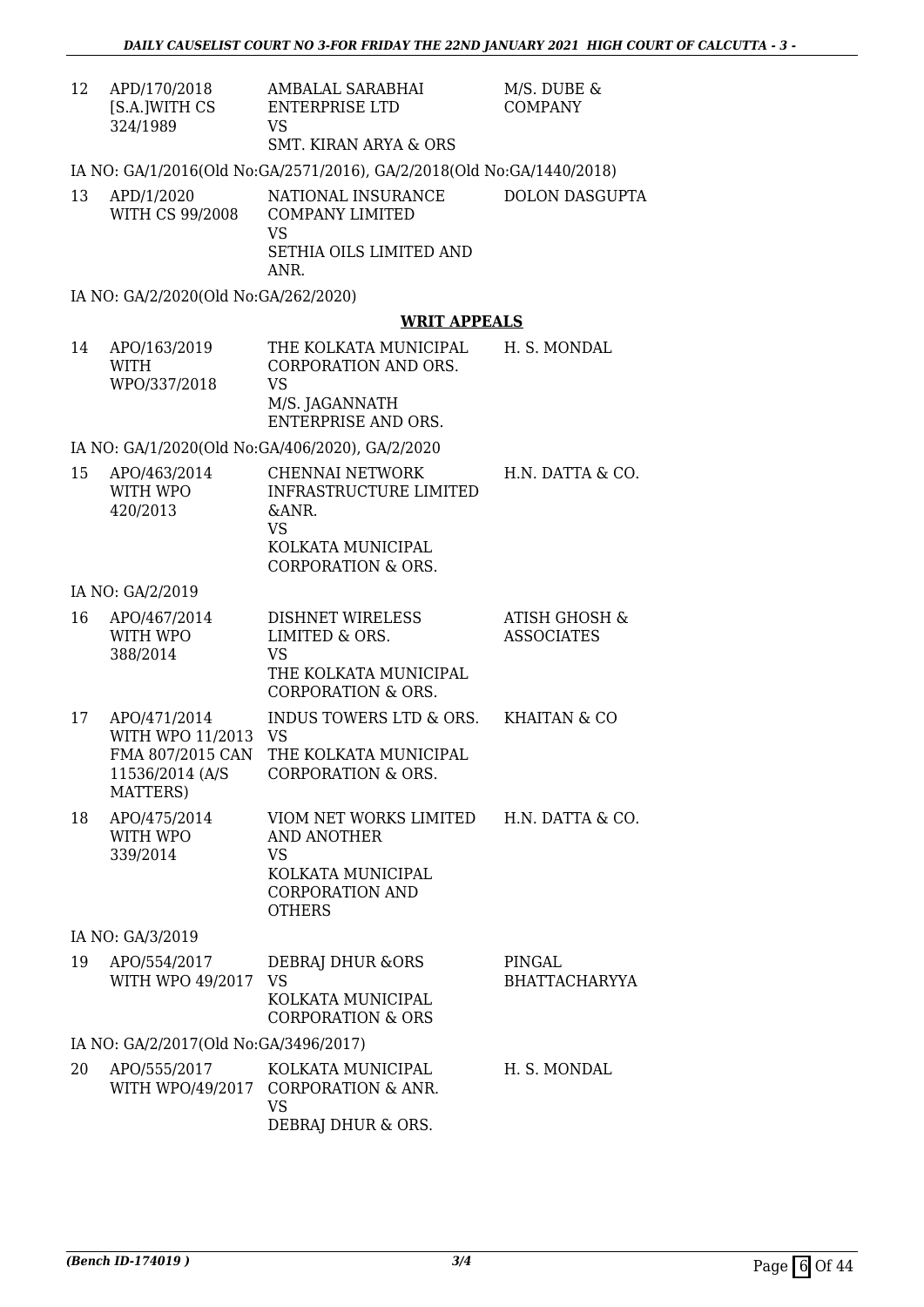| 12 | APD/170/2018 [S.A.]WITH CS 324/1989 | AMBALAL SARABHAI ENTERPRISE LTD VS SMT. KIRAN ARYA & ORS | M/S. DUBE & COMPANY |
|---|---|---|---|

IA NO: GA/1/2016(Old No:GA/2571/2016), GA/2/2018(Old No:GA/1440/2018)

| 13 | APD/1/2020 WITH CS 99/2008 | NATIONAL INSURANCE COMPANY LIMITED VS SETHIA OILS LIMITED AND ANR. | DOLON DASGUPTA |
|---|---|---|---|

IA NO: GA/2/2020(Old No:GA/262/2020)

## WRIT APPEALS

| 14 | APO/163/2019 WITH WPO/337/2018 | THE KOLKATA MUNICIPAL CORPORATION AND ORS. VS M/S. JAGANNATH ENTERPRISE AND ORS. | H. S. MONDAL |
|---|---|---|---|

IA NO: GA/1/2020(Old No:GA/406/2020), GA/2/2020

| 15 | APO/463/2014 WITH WPO 420/2013 | CHENNAI NETWORK INFRASTRUCTURE LIMITED &ANR. VS KOLKATA MUNICIPAL CORPORATION & ORS. | H.N. DATTA & CO. |
|---|---|---|---|

IA NO: GA/2/2019

| 16 | APO/467/2014 WITH WPO 388/2014 | DISHNET WIRELESS LIMITED & ORS. VS THE KOLKATA MUNICIPAL CORPORATION & ORS. | ATISH GHOSH & ASSOCIATES |
|---|---|---|---|
| 17 | APO/471/2014 WITH WPO 11/2013 FMA 807/2015 CAN 11536/2014 (A/S MATTERS) | INDUS TOWERS LTD & ORS. VS THE KOLKATA MUNICIPAL CORPORATION & ORS. | KHAITAN & CO |
| 18 | APO/475/2014 WITH WPO 339/2014 | VIOM NET WORKS LIMITED AND ANOTHER VS KOLKATA MUNICIPAL CORPORATION AND OTHERS | H.N. DATTA & CO. |

IA NO: GA/3/2019

| 19 | APO/554/2017 WITH WPO 49/2017 | DEBRAJ DHUR &ORS VS KOLKATA MUNICIPAL CORPORATION & ORS | PINGAL BHATTACHARYYA |
|---|---|---|---|

IA NO: GA/2/2017(Old No:GA/3496/2017)

| 20 | APO/555/2017 WITH WPO/49/2017 | KOLKATA MUNICIPAL CORPORATION & ANR. VS DEBRAJ DHUR & ORS. | H. S. MONDAL |
|---|---|---|---|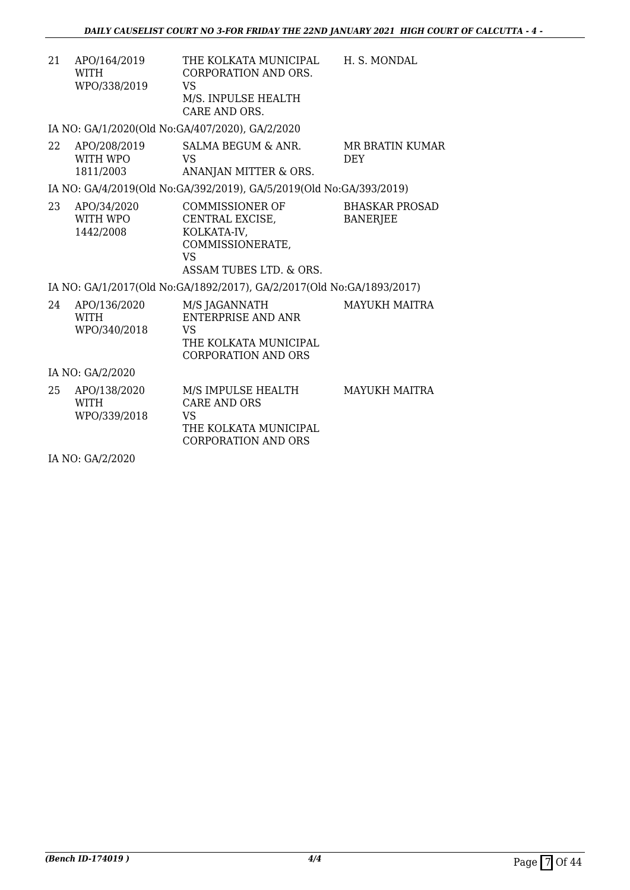| | | | |
|---|---|---|---|
| 21 | APO/164/2019 WITH WPO/338/2019 | THE KOLKATA MUNICIPAL CORPORATION AND ORS. VS M/S. INPULSE HEALTH CARE AND ORS. | H. S. MONDAL |

IA NO: GA/1/2020(Old No:GA/407/2020), GA/2/2020

| | | | |
|---|---|---|---|
| 22 | APO/208/2019 WITH WPO 1811/2003 | SALMA BEGUM & ANR. VS ANANJAN MITTER & ORS. | MR BRATIN KUMAR DEY |

IA NO: GA/4/2019(Old No:GA/392/2019), GA/5/2019(Old No:GA/393/2019)

| | | | |
|---|---|---|---|
| 23 | APO/34/2020 WITH WPO 1442/2008 | COMMISSIONER OF CENTRAL EXCISE, KOLKATA-IV, COMMISSIONERATE, VS ASSAM TUBES LTD. & ORS. | BHASKAR PROSAD BANERJEE |

IA NO: GA/1/2017(Old No:GA/1892/2017), GA/2/2017(Old No:GA/1893/2017)

| | | | |
|---|---|---|---|
| 24 | APO/136/2020 WITH WPO/340/2018 | M/S JAGANNATH ENTERPRISE AND ANR VS THE KOLKATA MUNICIPAL CORPORATION AND ORS | MAYUKH MAITRA |

IA NO: GA/2/2020

| | | | |
|---|---|---|---|
| 25 | APO/138/2020 WITH WPO/339/2018 | M/S IMPULSE HEALTH CARE AND ORS VS THE KOLKATA MUNICIPAL CORPORATION AND ORS | MAYUKH MAITRA |

IA NO: GA/2/2020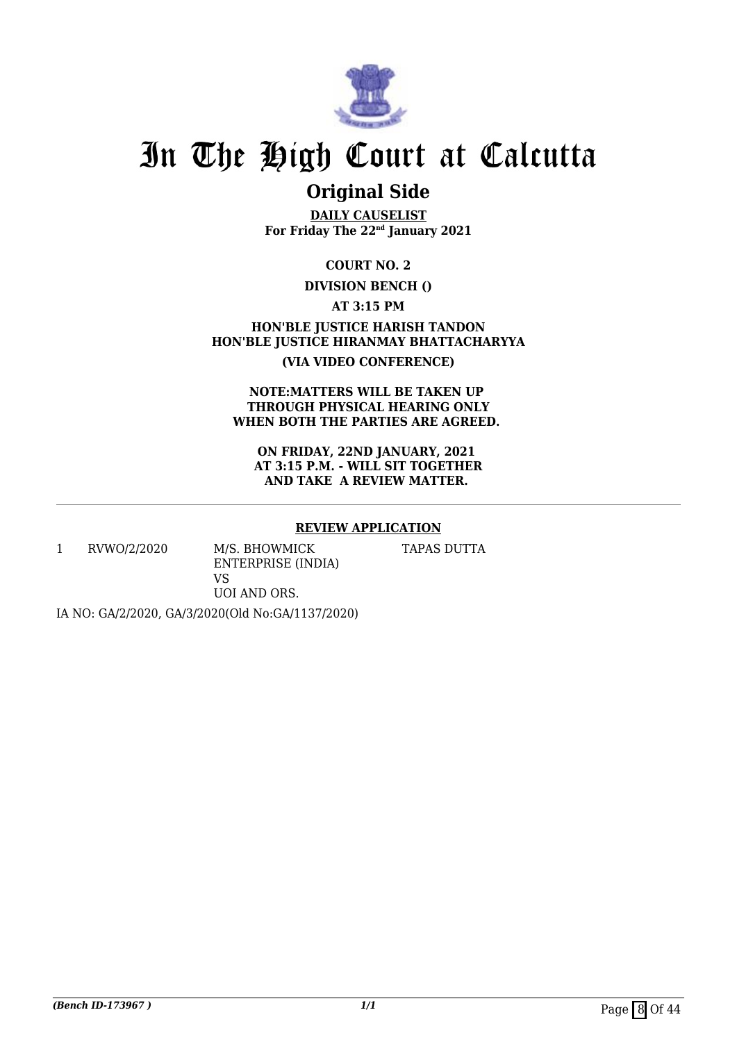# In The High Court at Calcutta

## Original Side

**DAILY CAUSELIST**
**For Friday The 22nd January 2021**

**COURT NO. 2**

**DIVISION BENCH ()**

**AT 3:15 PM**

**HON'BLE JUSTICE HARISH TANDON**
**HON'BLE JUSTICE HIRANMAY BHATTACHARYYA**

**(VIA VIDEO CONFERENCE)**

**NOTE:MATTERS WILL BE TAKEN UP THROUGH PHYSICAL HEARING ONLY WHEN BOTH THE PARTIES ARE AGREED.**

**ON FRIDAY, 22ND JANUARY, 2021 AT 3:15 P.M. - WILL SIT TOGETHER AND TAKE A REVIEW MATTER.**

---

**REVIEW APPLICATION**

| | | | |
|---|---|---|---|
| 1 | RVWO/2/2020 | M/S. BHOWMICK ENTERPRISE (INDIA) VS UOI AND ORS. | TAPAS DUTTA |

IA NO: GA/2/2020, GA/3/2020(Old No:GA/1137/2020)

*(Bench ID-173967 )*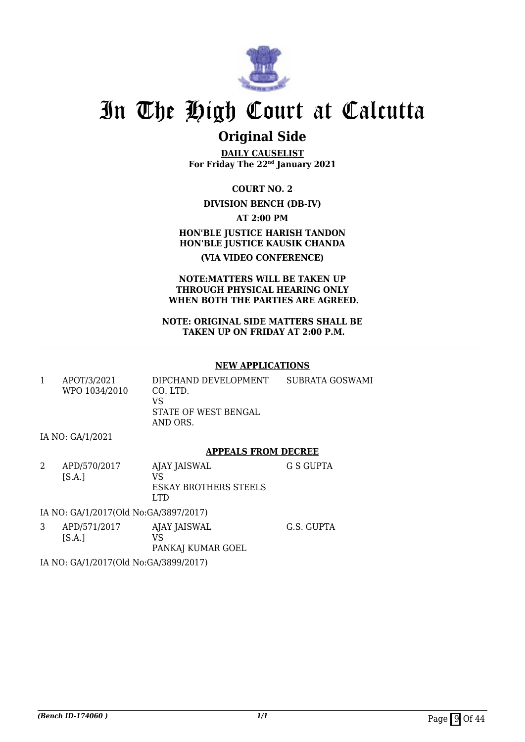# In The High Court at Calcutta

## Original Side

**DAILY CAUSELIST**
**For Friday The 22nd January 2021**

**COURT NO. 2**

**DIVISION BENCH (DB-IV)**

**AT 2:00 PM**

**HON'BLE JUSTICE HARISH TANDON**
**HON'BLE JUSTICE KAUSIK CHANDA**

**(VIA VIDEO CONFERENCE)**

**NOTE:MATTERS WILL BE TAKEN UP THROUGH PHYSICAL HEARING ONLY WHEN BOTH THE PARTIES ARE AGREED.**

**NOTE: ORIGINAL SIDE MATTERS SHALL BE TAKEN UP ON FRIDAY AT 2:00 P.M.**

---

### NEW APPLICATIONS

| | | | |
|---|---|---|---|
| 1 | APOT/3/2021<br>WPO 1034/2010 | DIPCHAND DEVELOPMENT CO. LTD.<br>VS<br>STATE OF WEST BENGAL AND ORS. | SUBRATA GOSWAMI |

IA NO: GA/1/2021

### APPEALS FROM DECREE

| | | | |
|---|---|---|---|
| 2 | APD/570/2017<br>[S.A.] | AJAY JAISWAL<br>VS<br>ESKAY BROTHERS STEELS LTD | G S GUPTA |

IA NO: GA/1/2017(Old No:GA/3897/2017)

| | | | |
|---|---|---|---|
| 3 | APD/571/2017<br>[S.A.] | AJAY JAISWAL<br>VS<br>PANKAJ KUMAR GOEL | G.S. GUPTA |

IA NO: GA/1/2017(Old No:GA/3899/2017)

*(Bench ID-174060 )*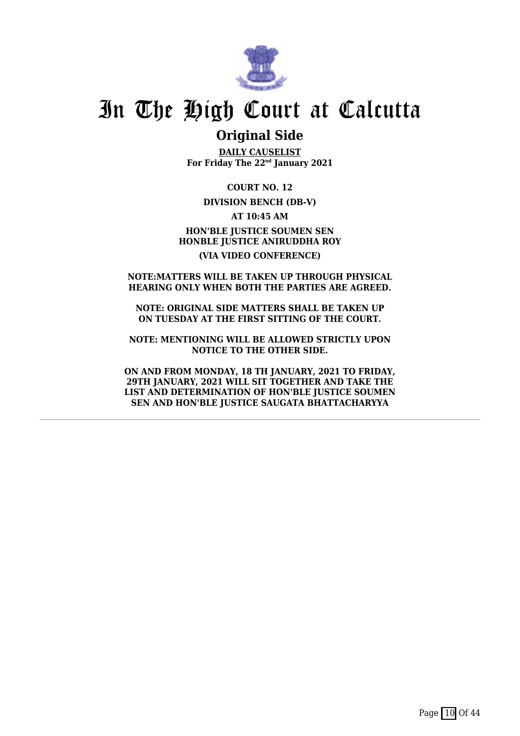# In The High Court at Calcutta

## Original Side

**DAILY CAUSELIST**
**For Friday The 22nd January 2021**

**COURT NO. 12**

**DIVISION BENCH (DB-V)**

**AT 10:45 AM**

**HON'BLE JUSTICE SOUMEN SEN**
**HONBLE JUSTICE ANIRUDDHA ROY**

**(VIA VIDEO CONFERENCE)**

**NOTE:MATTERS WILL BE TAKEN UP THROUGH PHYSICAL HEARING ONLY WHEN BOTH THE PARTIES ARE AGREED.**

**NOTE: ORIGINAL SIDE MATTERS SHALL BE TAKEN UP ON TUESDAY AT THE FIRST SITTING OF THE COURT.**

**NOTE: MENTIONING WILL BE ALLOWED STRICTLY UPON NOTICE TO THE OTHER SIDE.**

**ON AND FROM MONDAY, 18 TH JANUARY, 2021 TO FRIDAY, 29TH JANUARY, 2021 WILL SIT TOGETHER AND TAKE THE LIST AND DETERMINATION OF HON'BLE JUSTICE SOUMEN SEN AND HON'BLE JUSTICE SAUGATA BHATTACHARYYA**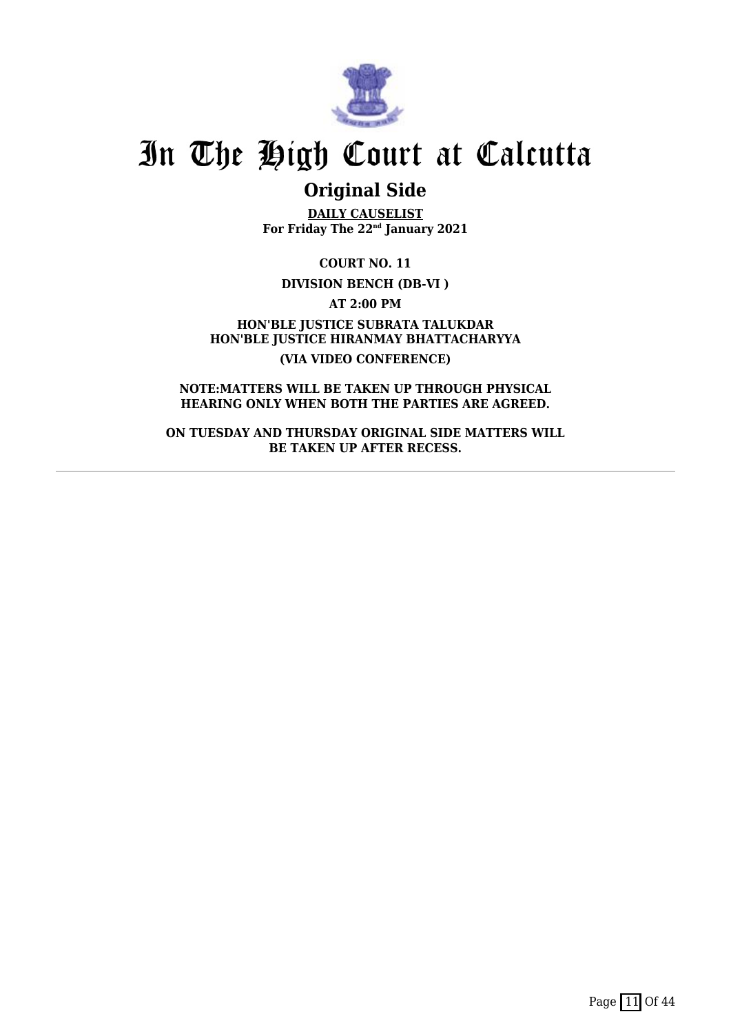# In The High Court at Calcutta

## Original Side

**DAILY CAUSELIST**
**For Friday The 22nd January 2021**

**COURT NO. 11**

**DIVISION BENCH (DB-VI )**

**AT 2:00 PM**

**HON'BLE JUSTICE SUBRATA TALUKDAR**
**HON'BLE JUSTICE HIRANMAY BHATTACHARYYA**

**(VIA VIDEO CONFERENCE)**

**NOTE:MATTERS WILL BE TAKEN UP THROUGH PHYSICAL HEARING ONLY WHEN BOTH THE PARTIES ARE AGREED.**

**ON TUESDAY AND THURSDAY ORIGINAL SIDE MATTERS WILL BE TAKEN UP AFTER RECESS.**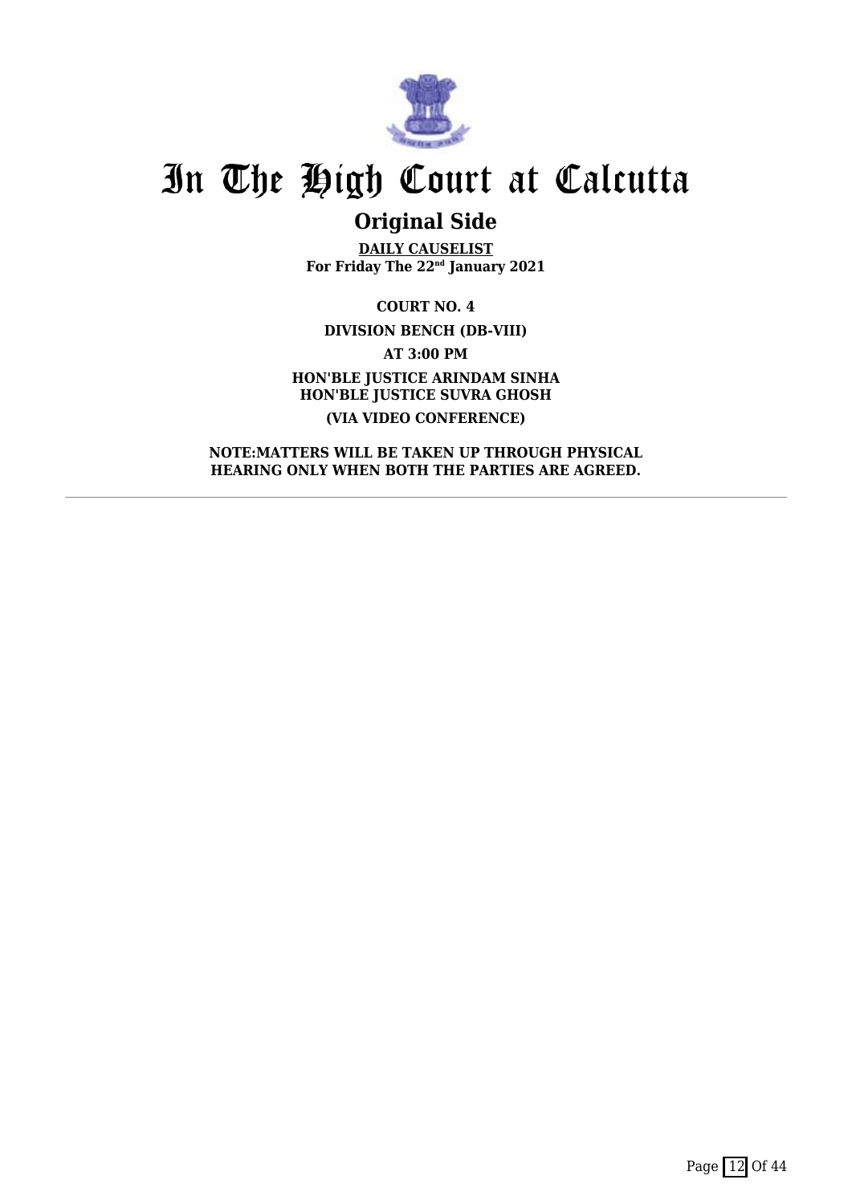# In The High Court at Calcutta

## Original Side

**DAILY CAUSELIST**
**For Friday The 22nd January 2021**

**COURT NO. 4**

**DIVISION BENCH (DB-VIII)**

**AT 3:00 PM**

**HON'BLE JUSTICE ARINDAM SINHA**
**HON'BLE JUSTICE SUVRA GHOSH**

**(VIA VIDEO CONFERENCE)**

**NOTE:MATTERS WILL BE TAKEN UP THROUGH PHYSICAL HEARING ONLY WHEN BOTH THE PARTIES ARE AGREED.**

---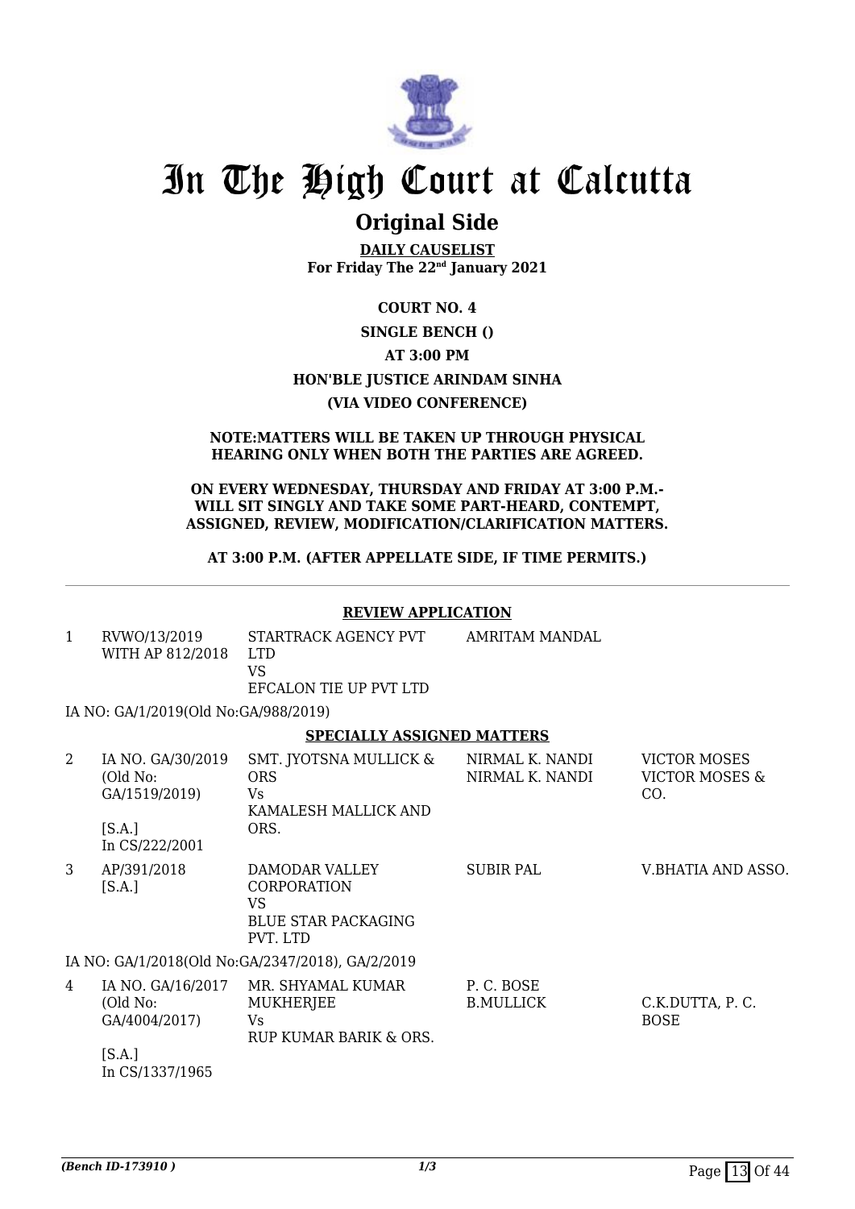# In The High Court at Calcutta

## Original Side

**DAILY CAUSELIST**
**For Friday The 22nd January 2021**

**COURT NO. 4**

**SINGLE BENCH ()**

**AT 3:00 PM**

**HON'BLE JUSTICE ARINDAM SINHA**

**(VIA VIDEO CONFERENCE)**

**NOTE:MATTERS WILL BE TAKEN UP THROUGH PHYSICAL HEARING ONLY WHEN BOTH THE PARTIES ARE AGREED.**

**ON EVERY WEDNESDAY, THURSDAY AND FRIDAY AT 3:00 P.M.- WILL SIT SINGLY AND TAKE SOME PART-HEARD, CONTEMPT, ASSIGNED, REVIEW, MODIFICATION/CLARIFICATION MATTERS.**

**AT 3:00 P.M. (AFTER APPELLATE SIDE, IF TIME PERMITS.)**

---

**REVIEW APPLICATION**

| | | | | |
|---|---|---|---|---|
| 1 | RVWO/13/2019 WITH AP 812/2018 | STARTRACK AGENCY PVT LTD VS EFCALON TIE UP PVT LTD | AMRITAM MANDAL | |

IA NO: GA/1/2019(Old No:GA/988/2019)

**SPECIALLY ASSIGNED MATTERS**

| | | | | |
|---|---|---|---|---|
| 2 | IA NO. GA/30/2019 (Old No: GA/1519/2019) [S.A.] In CS/222/2001 | SMT. JYOTSNA MULLICK & ORS Vs KAMALESH MALLICK AND ORS. | NIRMAL K. NANDI NIRMAL K. NANDI | VICTOR MOSES VICTOR MOSES & CO. |
| 3 | AP/391/2018 [S.A.] | DAMODAR VALLEY CORPORATION VS BLUE STAR PACKAGING PVT. LTD | SUBIR PAL | V.BHATIA AND ASSO. |

IA NO: GA/1/2018(Old No:GA/2347/2018), GA/2/2019

| | | | | |
|---|---|---|---|---|
| 4 | IA NO. GA/16/2017 (Old No: GA/4004/2017) [S.A.] In CS/1337/1965 | MR. SHYAMAL KUMAR MUKHERJEE Vs RUP KUMAR BARIK & ORS. | P. C. BOSE B.MULLICK | C.K.DUTTA, P. C. BOSE |

*(Bench ID-173910 )* 1/3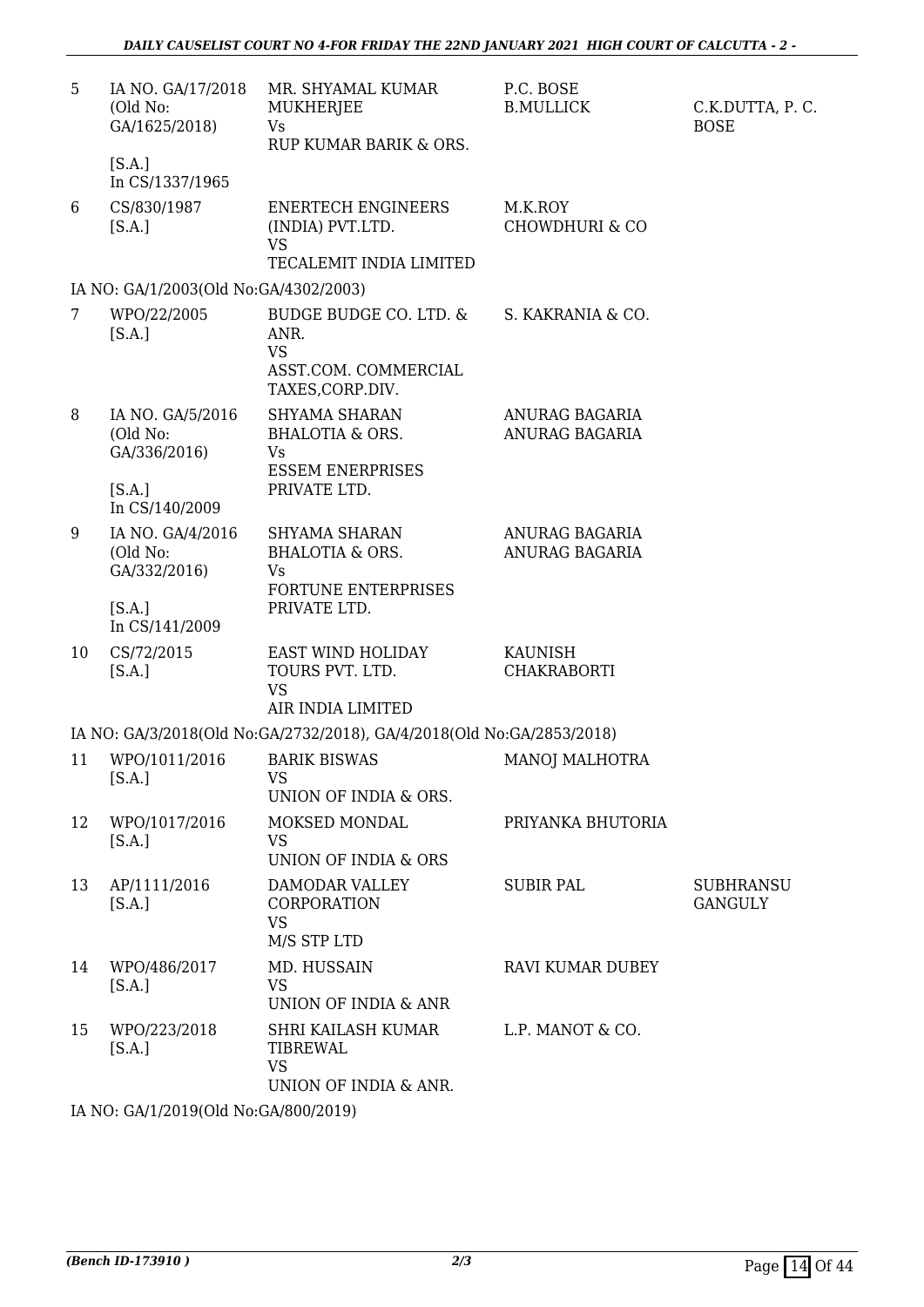| | | | | |
|---|---|---|---|---|
| 5 | IA NO. GA/17/2018 (Old No: GA/1625/2018) [S.A.] In CS/1337/1965 | MR. SHYAMAL KUMAR MUKHERJEE Vs RUP KUMAR BARIK & ORS. | P.C. BOSE B.MULLICK | C.K.DUTTA, P. C. BOSE |
| 6 | CS/830/1987 [S.A.] | ENERTECH ENGINEERS (INDIA) PVT.LTD. VS TECALEMIT INDIA LIMITED | M.K.ROY CHOWDHURI & CO | |

IA NO: GA/1/2003(Old No:GA/4302/2003)

| | | | | |
|---|---|---|---|---|
| 7 | WPO/22/2005 [S.A.] | BUDGE BUDGE CO. LTD. & ANR. VS ASST.COM. COMMERCIAL TAXES,CORP.DIV. | S. KAKRANIA & CO. | |
| 8 | IA NO. GA/5/2016 (Old No: GA/336/2016) [S.A.] In CS/140/2009 | SHYAMA SHARAN BHALOTIA & ORS. Vs ESSEM ENERPRISES PRIVATE LTD. | ANURAG BAGARIA ANURAG BAGARIA | |
| 9 | IA NO. GA/4/2016 (Old No: GA/332/2016) [S.A.] In CS/141/2009 | SHYAMA SHARAN BHALOTIA & ORS. Vs FORTUNE ENTERPRISES PRIVATE LTD. | ANURAG BAGARIA ANURAG BAGARIA | |
| 10 | CS/72/2015 [S.A.] | EAST WIND HOLIDAY TOURS PVT. LTD. VS AIR INDIA LIMITED | KAUNISH CHAKRABORTI | |

IA NO: GA/3/2018(Old No:GA/2732/2018), GA/4/2018(Old No:GA/2853/2018)

| | | | | |
|---|---|---|---|---|
| 11 | WPO/1011/2016 [S.A.] | BARIK BISWAS VS UNION OF INDIA & ORS. | MANOJ MALHOTRA | |
| 12 | WPO/1017/2016 [S.A.] | MOKSED MONDAL VS UNION OF INDIA & ORS | PRIYANKA BHUTORIA | |
| 13 | AP/1111/2016 [S.A.] | DAMODAR VALLEY CORPORATION VS M/S STP LTD | SUBIR PAL | SUBHRANSU GANGULY |
| 14 | WPO/486/2017 [S.A.] | MD. HUSSAIN VS UNION OF INDIA & ANR | RAVI KUMAR DUBEY | |
| 15 | WPO/223/2018 [S.A.] | SHRI KAILASH KUMAR TIBREWAL VS UNION OF INDIA & ANR. | L.P. MANOT & CO. | |

IA NO: GA/1/2019(Old No:GA/800/2019)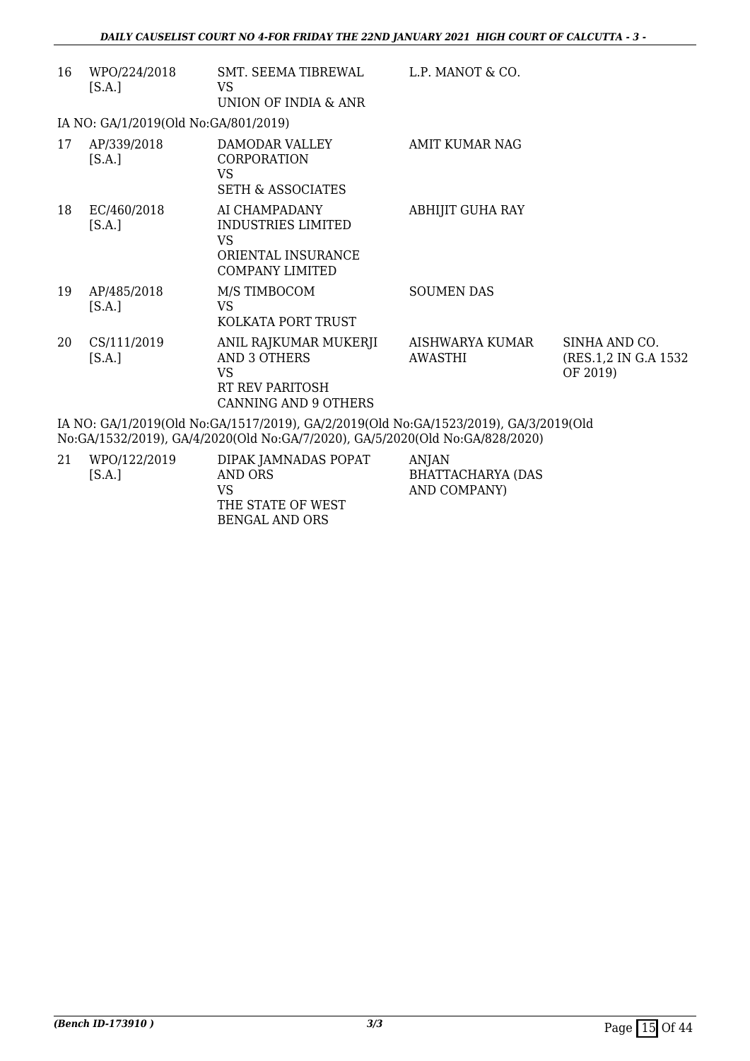| 16 | WPO/224/2018 [S.A.] | SMT. SEEMA TIBREWAL VS UNION OF INDIA & ANR | L.P. MANOT & CO. | |
|---|---|---|---|---|

IA NO: GA/1/2019(Old No:GA/801/2019)

| 17 | AP/339/2018 [S.A.] | DAMODAR VALLEY CORPORATION VS SETH & ASSOCIATES | AMIT KUMAR NAG | |
|---|---|---|---|---|
| 18 | EC/460/2018 [S.A.] | AI CHAMPADANY INDUSTRIES LIMITED VS ORIENTAL INSURANCE COMPANY LIMITED | ABHIJIT GUHA RAY | |
| 19 | AP/485/2018 [S.A.] | M/S TIMBOCOM VS KOLKATA PORT TRUST | SOUMEN DAS | |
| 20 | CS/111/2019 [S.A.] | ANIL RAJKUMAR MUKERJI AND 3 OTHERS VS RT REV PARITOSH CANNING AND 9 OTHERS | AISHWARYA KUMAR AWASTHI | SINHA AND CO. (RES.1,2 IN G.A 1532 OF 2019) |

IA NO: GA/1/2019(Old No:GA/1517/2019), GA/2/2019(Old No:GA/1523/2019), GA/3/2019(Old No:GA/1532/2019), GA/4/2020(Old No:GA/7/2020), GA/5/2020(Old No:GA/828/2020)

| 21 | WPO/122/2019 [S.A.] | DIPAK JAMNADAS POPAT AND ORS VS THE STATE OF WEST BENGAL AND ORS | ANJAN BHATTACHARYA (DAS AND COMPANY) | |
|---|---|---|---|---|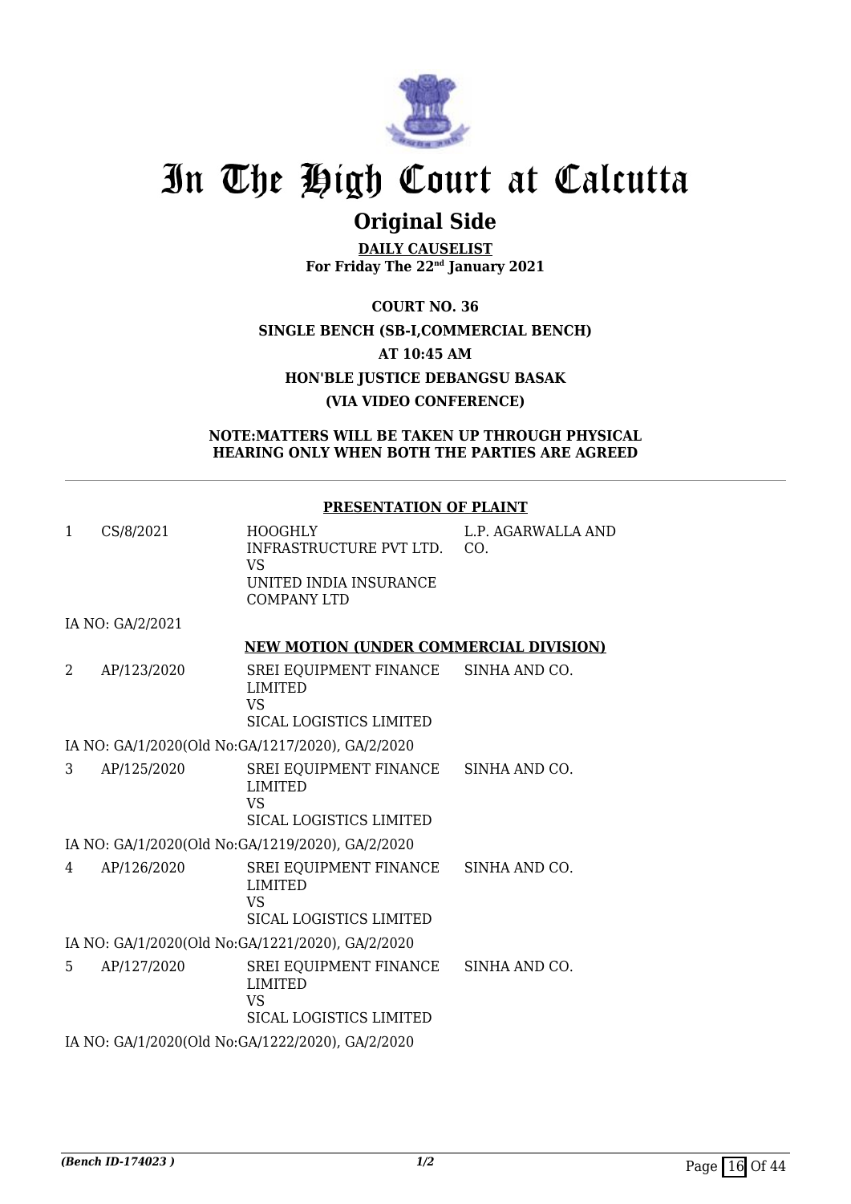# In The High Court at Calcutta

## Original Side

**DAILY CAUSELIST**
**For Friday The 22nd January 2021**

**COURT NO. 36**

**SINGLE BENCH (SB-I,COMMERCIAL BENCH)**

**AT 10:45 AM**

**HON'BLE JUSTICE DEBANGSU BASAK**

**(VIA VIDEO CONFERENCE)**

**NOTE:MATTERS WILL BE TAKEN UP THROUGH PHYSICAL HEARING ONLY WHEN BOTH THE PARTIES ARE AGREED**

---

**PRESENTATION OF PLAINT**

| | | | |
|---|---|---|---|
| 1 | CS/8/2021 | HOOGHLY INFRASTRUCTURE PVT LTD. VS UNITED INDIA INSURANCE COMPANY LTD | L.P. AGARWALLA AND CO. |

IA NO: GA/2/2021

**NEW MOTION (UNDER COMMERCIAL DIVISION)**

| | | | |
|---|---|---|---|
| 2 | AP/123/2020 | SREI EQUIPMENT FINANCE LIMITED VS SICAL LOGISTICS LIMITED | SINHA AND CO. |

IA NO: GA/1/2020(Old No:GA/1217/2020), GA/2/2020

| | | | |
|---|---|---|---|
| 3 | AP/125/2020 | SREI EQUIPMENT FINANCE LIMITED VS SICAL LOGISTICS LIMITED | SINHA AND CO. |

IA NO: GA/1/2020(Old No:GA/1219/2020), GA/2/2020

| | | | |
|---|---|---|---|
| 4 | AP/126/2020 | SREI EQUIPMENT FINANCE LIMITED VS SICAL LOGISTICS LIMITED | SINHA AND CO. |

IA NO: GA/1/2020(Old No:GA/1221/2020), GA/2/2020

| | | | |
|---|---|---|---|
| 5 | AP/127/2020 | SREI EQUIPMENT FINANCE LIMITED VS SICAL LOGISTICS LIMITED | SINHA AND CO. |

IA NO: GA/1/2020(Old No:GA/1222/2020), GA/2/2020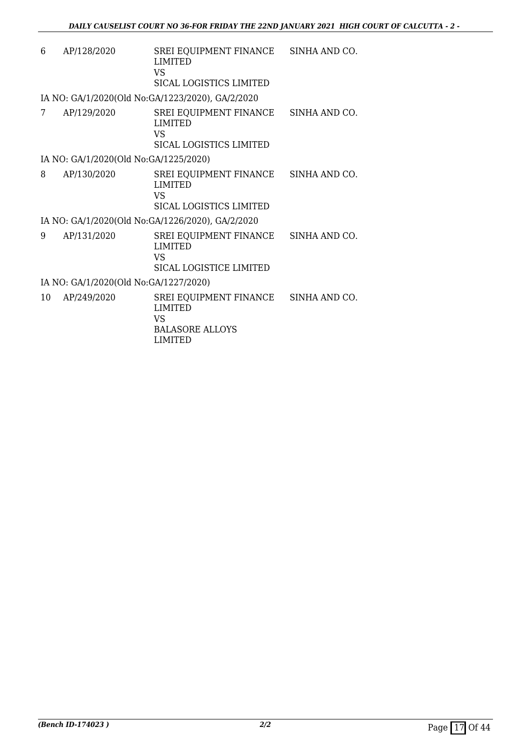| | | | |
|---|---|---|---|
| 6 | AP/128/2020 | SREI EQUIPMENT FINANCE LIMITED<br>VS<br>SICAL LOGISTICS LIMITED | SINHA AND CO. |

IA NO: GA/1/2020(Old No:GA/1223/2020), GA/2/2020

| | | | |
|---|---|---|---|
| 7 | AP/129/2020 | SREI EQUIPMENT FINANCE LIMITED<br>VS<br>SICAL LOGISTICS LIMITED | SINHA AND CO. |

IA NO: GA/1/2020(Old No:GA/1225/2020)

| | | | |
|---|---|---|---|
| 8 | AP/130/2020 | SREI EQUIPMENT FINANCE LIMITED<br>VS<br>SICAL LOGISTICS LIMITED | SINHA AND CO. |

IA NO: GA/1/2020(Old No:GA/1226/2020), GA/2/2020

| | | | |
|---|---|---|---|
| 9 | AP/131/2020 | SREI EQUIPMENT FINANCE LIMITED<br>VS<br>SICAL LOGISTICE LIMITED | SINHA AND CO. |

IA NO: GA/1/2020(Old No:GA/1227/2020)

| | | | |
|---|---|---|---|
| 10 | AP/249/2020 | SREI EQUIPMENT FINANCE LIMITED<br>VS<br>BALASORE ALLOYS LIMITED | SINHA AND CO. |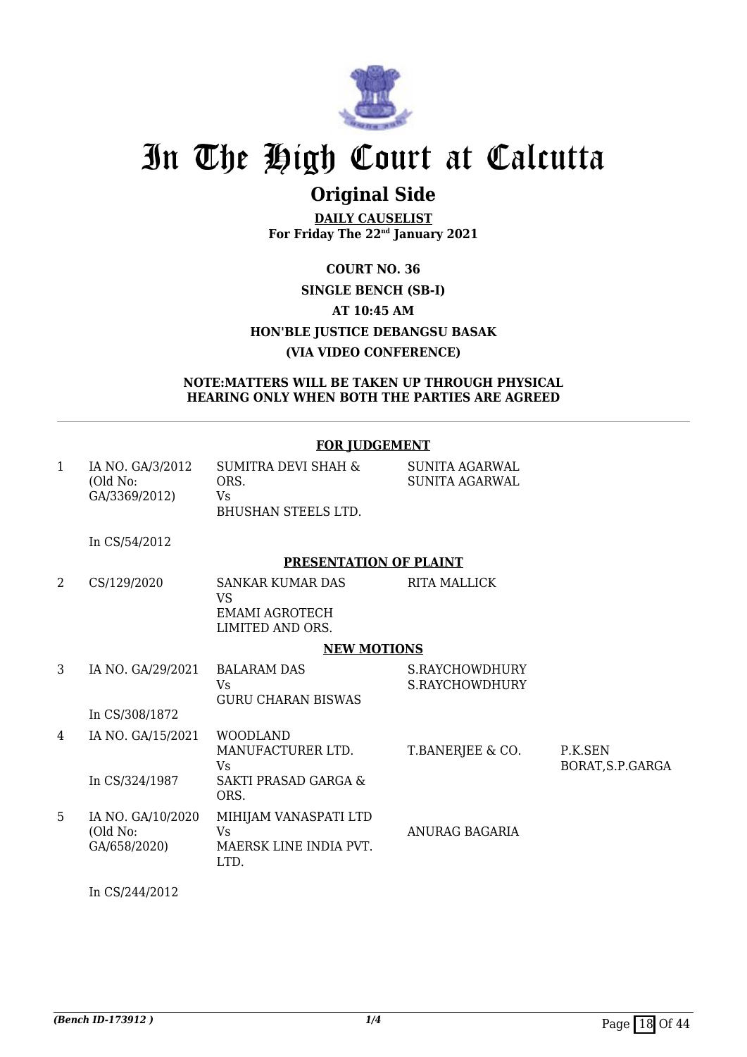# In The High Court at Calcutta

## Original Side

**DAILY CAUSELIST**
**For Friday The 22nd January 2021**

**COURT NO. 36**
**SINGLE BENCH (SB-I)**
**AT 10:45 AM**
**HON'BLE JUSTICE DEBANGSU BASAK**
**(VIA VIDEO CONFERENCE)**

**NOTE:MATTERS WILL BE TAKEN UP THROUGH PHYSICAL HEARING ONLY WHEN BOTH THE PARTIES ARE AGREED**

**FOR JUDGEMENT**

| | | | | |
|---|---|---|---|---|
| 1 | IA NO. GA/3/2012 (Old No: GA/3369/2012)<br><br>In CS/54/2012 | SUMITRA DEVI SHAH & ORS.<br>Vs<br>BHUSHAN STEELS LTD. | SUNITA AGARWAL<br>SUNITA AGARWAL | |

**PRESENTATION OF PLAINT**

| | | | | |
|---|---|---|---|---|
| 2 | CS/129/2020 | SANKAR KUMAR DAS<br>VS<br>EMAMI AGROTECH LIMITED AND ORS. | RITA MALLICK | |

**NEW MOTIONS**

| | | | | |
|---|---|---|---|---|
| 3 | IA NO. GA/29/2021<br><br>In CS/308/1872 | BALARAM DAS<br>Vs<br>GURU CHARAN BISWAS | S.RAYCHOWDHURY<br>S.RAYCHOWDHURY | |
| 4 | IA NO. GA/15/2021<br><br>In CS/324/1987 | WOODLAND MANUFACTURER LTD.<br>Vs<br>SAKTI PRASAD GARGA & ORS. | T.BANERJEE & CO. | P.K.SEN BORAT,S.P.GARGA |
| 5 | IA NO. GA/10/2020 (Old No: GA/658/2020)<br><br>In CS/244/2012 | MIHIJAM VANASPATI LTD<br>Vs<br>MAERSK LINE INDIA PVT. LTD. | ANURAG BAGARIA | |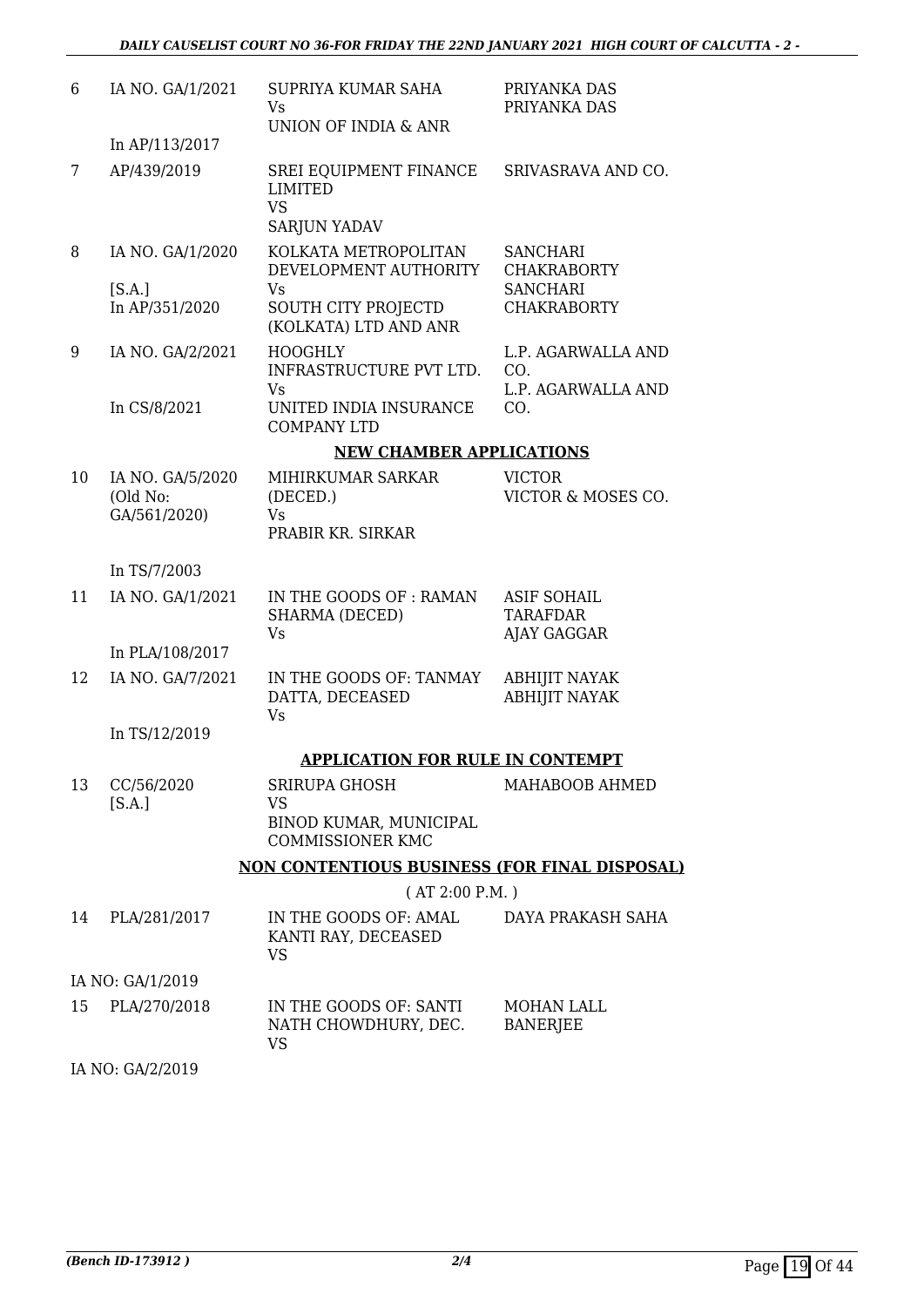| | | | |
|---|---|---|---|
| 6 | IA NO. GA/1/2021<br><br>In AP/113/2017 | SUPRIYA KUMAR SAHA<br>Vs<br>UNION OF INDIA & ANR | PRIYANKA DAS<br>PRIYANKA DAS |
| 7 | AP/439/2019 | SREI EQUIPMENT FINANCE LIMITED<br>VS<br>SARJUN YADAV | SRIVASRAVA AND CO. |
| 8 | IA NO. GA/1/2020<br><br>[S.A.]<br>In AP/351/2020 | KOLKATA METROPOLITAN DEVELOPMENT AUTHORITY<br>Vs<br>SOUTH CITY PROJECTD (KOLKATA) LTD AND ANR | SANCHARI CHAKRABORTY<br>SANCHARI CHAKRABORTY |
| 9 | IA NO. GA/2/2021<br><br>In CS/8/2021 | HOOGHLY INFRASTRUCTURE PVT LTD.<br>Vs<br>UNITED INDIA INSURANCE COMPANY LTD | L.P. AGARWALLA AND CO.<br>L.P. AGARWALLA AND CO. |

**NEW CHAMBER APPLICATIONS**

| | | | |
|---|---|---|---|
| 10 | IA NO. GA/5/2020 (Old No: GA/561/2020)<br><br>In TS/7/2003 | MIHIRKUMAR SARKAR (DECED.)<br>Vs<br>PRABIR KR. SIRKAR | VICTOR<br>VICTOR & MOSES CO. |
| 11 | IA NO. GA/1/2021<br><br>In PLA/108/2017 | IN THE GOODS OF : RAMAN SHARMA (DECED)<br>Vs | ASIF SOHAIL TARAFDAR<br>AJAY GAGGAR |
| 12 | IA NO. GA/7/2021<br><br>In TS/12/2019 | IN THE GOODS OF: TANMAY DATTA, DECEASED<br>Vs | ABHIJIT NAYAK<br>ABHIJIT NAYAK |

**APPLICATION FOR RULE IN CONTEMPT**

| | | | |
|---|---|---|---|
| 13 | CC/56/2020<br>[S.A.] | SRIRUPA GHOSH<br>VS<br>BINOD KUMAR, MUNICIPAL COMMISSIONER KMC | MAHABOOB AHMED |

**NON CONTENTIOUS BUSINESS (FOR FINAL DISPOSAL)**

( AT 2:00 P.M. )

| | | | |
|---|---|---|---|
| 14 | PLA/281/2017<br><br>IA NO: GA/1/2019 | IN THE GOODS OF: AMAL KANTI RAY, DECEASED<br>VS | DAYA PRAKASH SAHA |
| 15 | PLA/270/2018<br><br>IA NO: GA/2/2019 | IN THE GOODS OF: SANTI NATH CHOWDHURY, DEC.<br>VS | MOHAN LALL BANERJEE |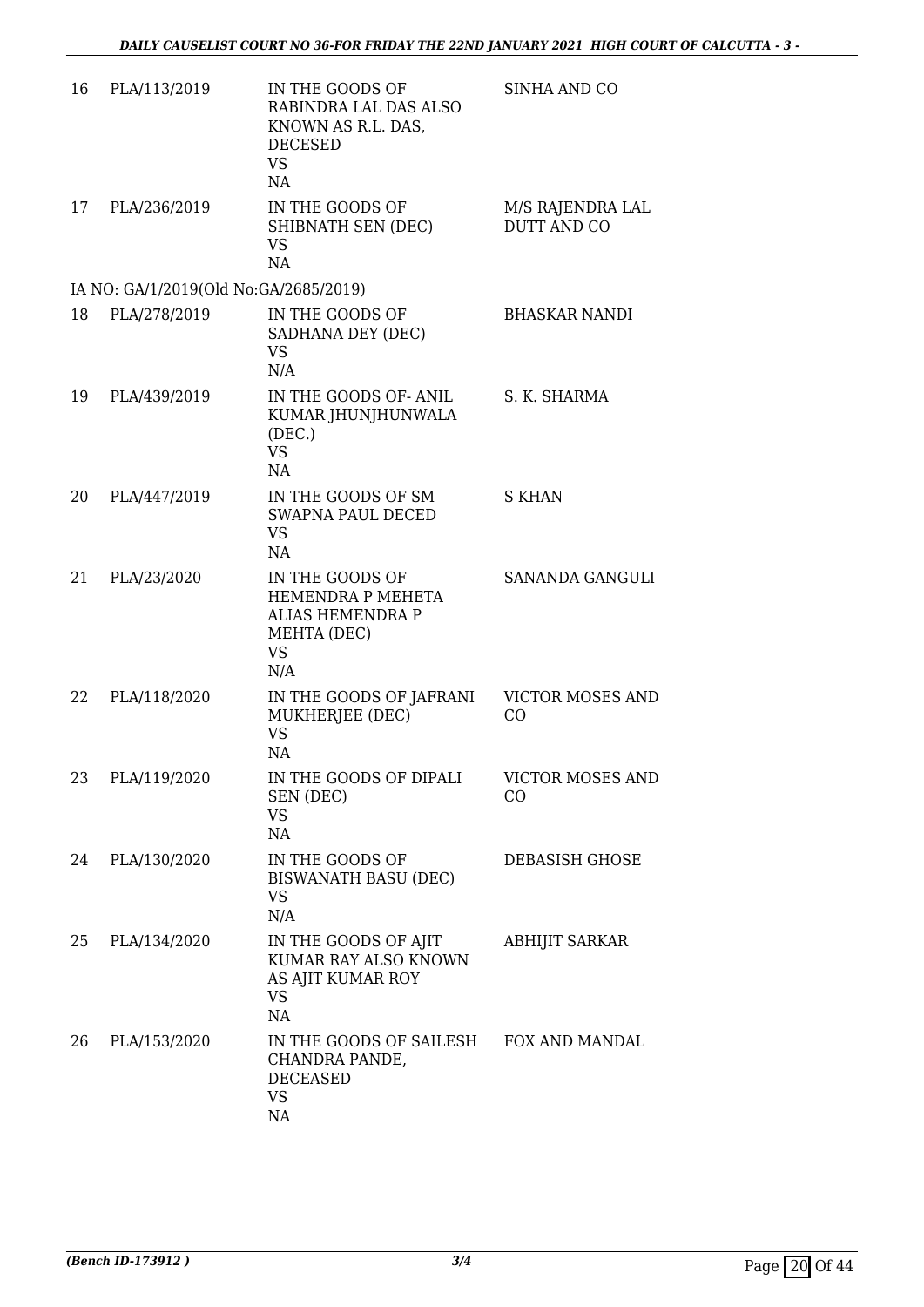| | | | |
|---|---|---|---|
| 16 | PLA/113/2019 | IN THE GOODS OF RABINDRA LAL DAS ALSO KNOWN AS R.L. DAS, DECESED VS NA | SINHA AND CO |
| 17 | PLA/236/2019 | IN THE GOODS OF SHIBNATH SEN (DEC) VS NA | M/S RAJENDRA LAL DUTT AND CO |
| IA NO: GA/1/2019(Old No:GA/2685/2019) | | | |
| 18 | PLA/278/2019 | IN THE GOODS OF SADHANA DEY (DEC) VS N/A | BHASKAR NANDI |
| 19 | PLA/439/2019 | IN THE GOODS OF- ANIL KUMAR JHUNJHUNWALA (DEC.) VS NA | S. K. SHARMA |
| 20 | PLA/447/2019 | IN THE GOODS OF SM SWAPNA PAUL DECED VS NA | S KHAN |
| 21 | PLA/23/2020 | IN THE GOODS OF HEMENDRA P MEHETA ALIAS HEMENDRA P MEHTA (DEC) VS N/A | SANANDA GANGULI |
| 22 | PLA/118/2020 | IN THE GOODS OF JAFRANI MUKHERJEE (DEC) VS NA | VICTOR MOSES AND CO |
| 23 | PLA/119/2020 | IN THE GOODS OF DIPALI SEN (DEC) VS NA | VICTOR MOSES AND CO |
| 24 | PLA/130/2020 | IN THE GOODS OF BISWANATH BASU (DEC) VS N/A | DEBASISH GHOSE |
| 25 | PLA/134/2020 | IN THE GOODS OF AJIT KUMAR RAY ALSO KNOWN AS AJIT KUMAR ROY VS NA | ABHIJIT SARKAR |
| 26 | PLA/153/2020 | IN THE GOODS OF SAILESH CHANDRA PANDE, DECEASED VS NA | FOX AND MANDAL |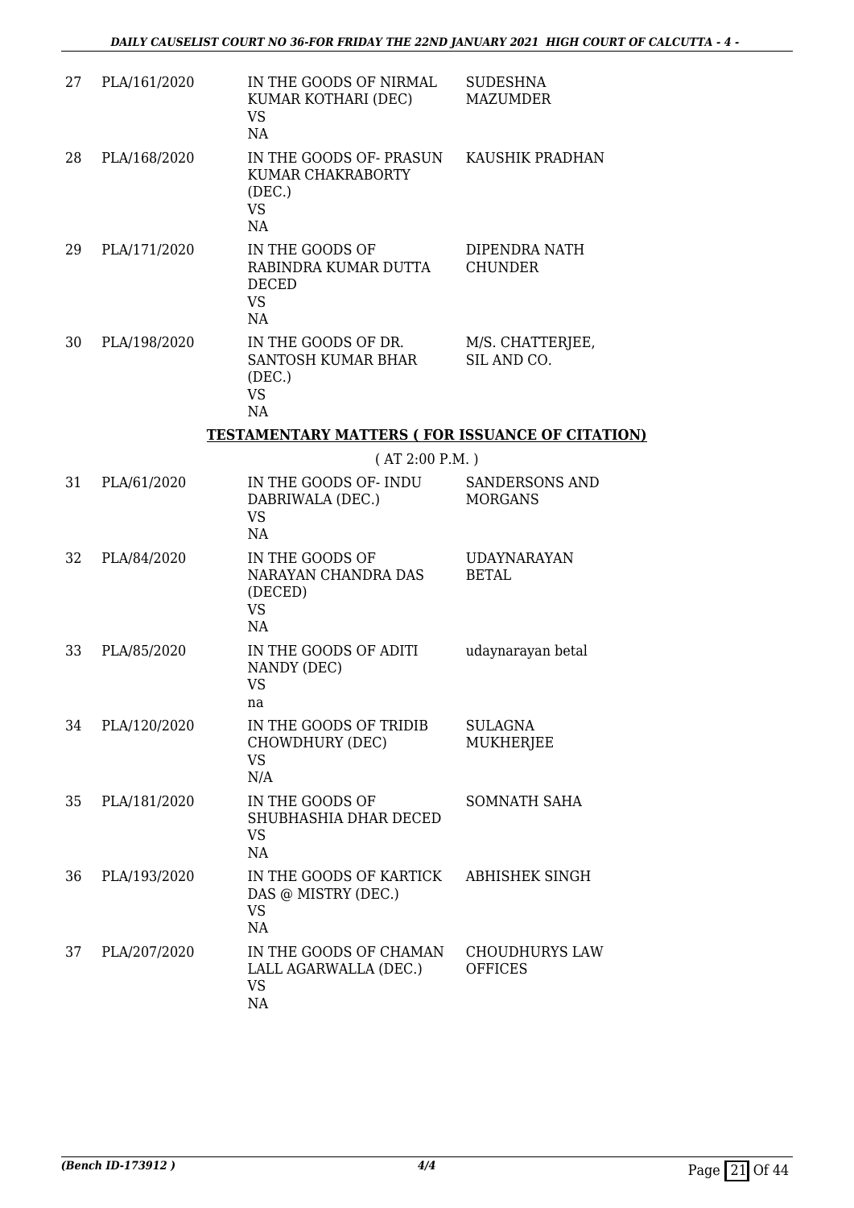| 27 | PLA/161/2020 | IN THE GOODS OF NIRMAL KUMAR KOTHARI (DEC) VS NA | SUDESHNA MAZUMDER |
|---|---|---|---|
| 28 | PLA/168/2020 | IN THE GOODS OF- PRASUN KUMAR CHAKRABORTY (DEC.) VS NA | KAUSHIK PRADHAN |
| 29 | PLA/171/2020 | IN THE GOODS OF RABINDRA KUMAR DUTTA DECED VS NA | DIPENDRA NATH CHUNDER |
| 30 | PLA/198/2020 | IN THE GOODS OF DR. SANTOSH KUMAR BHAR (DEC.) VS NA | M/S. CHATTERJEE, SIL AND CO. |

**TESTAMENTARY MATTERS ( FOR ISSUANCE OF CITATION)**

( AT 2:00 P.M. )

| 31 | PLA/61/2020 | IN THE GOODS OF- INDU DABRIWALA (DEC.) VS NA | SANDERSONS AND MORGANS |
|---|---|---|---|
| 32 | PLA/84/2020 | IN THE GOODS OF NARAYAN CHANDRA DAS (DECED) VS NA | UDAYNARAYAN BETAL |
| 33 | PLA/85/2020 | IN THE GOODS OF ADITI NANDY (DEC) VS na | udaynarayan betal |
| 34 | PLA/120/2020 | IN THE GOODS OF TRIDIB CHOWDHURY (DEC) VS N/A | SULAGNA MUKHERJEE |
| 35 | PLA/181/2020 | IN THE GOODS OF SHUBHASHIA DHAR DECED VS NA | SOMNATH SAHA |
| 36 | PLA/193/2020 | IN THE GOODS OF KARTICK DAS @ MISTRY (DEC.) VS NA | ABHISHEK SINGH |
| 37 | PLA/207/2020 | IN THE GOODS OF CHAMAN LALL AGARWALLA (DEC.) VS NA | CHOUDHURYS LAW OFFICES |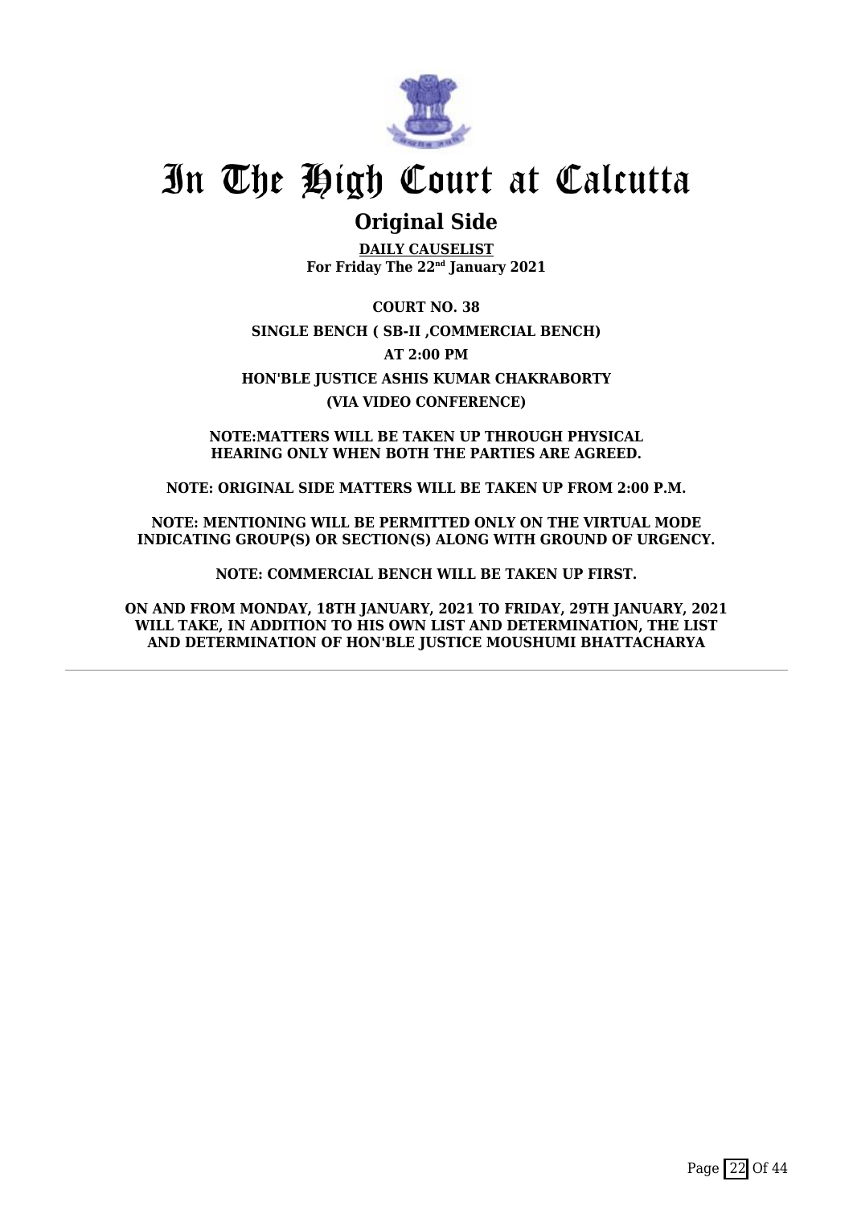# In The High Court at Calcutta

## Original Side

**DAILY CAUSELIST**
**For Friday The 22nd January 2021**

**COURT NO. 38**

**SINGLE BENCH ( SB-II ,COMMERCIAL BENCH)**

**AT 2:00 PM**

**HON'BLE JUSTICE ASHIS KUMAR CHAKRABORTY**

**(VIA VIDEO CONFERENCE)**

**NOTE:MATTERS WILL BE TAKEN UP THROUGH PHYSICAL HEARING ONLY WHEN BOTH THE PARTIES ARE AGREED.**

**NOTE: ORIGINAL SIDE MATTERS WILL BE TAKEN UP FROM 2:00 P.M.**

**NOTE: MENTIONING WILL BE PERMITTED ONLY ON THE VIRTUAL MODE INDICATING GROUP(S) OR SECTION(S) ALONG WITH GROUND OF URGENCY.**

**NOTE: COMMERCIAL BENCH WILL BE TAKEN UP FIRST.**

**ON AND FROM MONDAY, 18TH JANUARY, 2021 TO FRIDAY, 29TH JANUARY, 2021 WILL TAKE, IN ADDITION TO HIS OWN LIST AND DETERMINATION, THE LIST AND DETERMINATION OF HON'BLE JUSTICE MOUSHUMI BHATTACHARYA**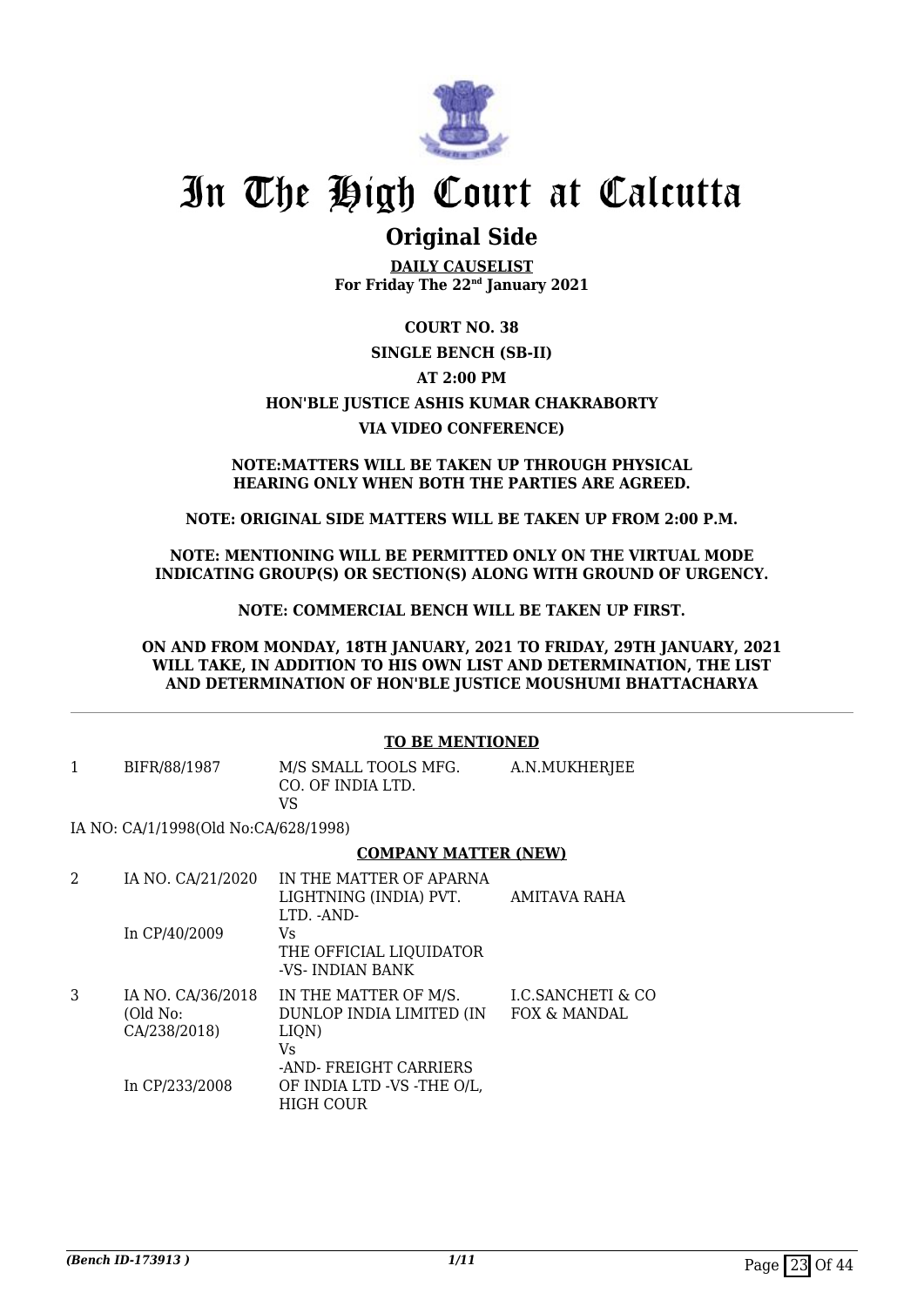# In The High Court at Calcutta

## Original Side

**DAILY CAUSELIST**
**For Friday The 22nd January 2021**

**COURT NO. 38**

**SINGLE BENCH (SB-II)**

**AT 2:00 PM**

**HON'BLE JUSTICE ASHIS KUMAR CHAKRABORTY**

**VIA VIDEO CONFERENCE)**

**NOTE:MATTERS WILL BE TAKEN UP THROUGH PHYSICAL HEARING ONLY WHEN BOTH THE PARTIES ARE AGREED.**

**NOTE: ORIGINAL SIDE MATTERS WILL BE TAKEN UP FROM 2:00 P.M.**

**NOTE: MENTIONING WILL BE PERMITTED ONLY ON THE VIRTUAL MODE INDICATING GROUP(S) OR SECTION(S) ALONG WITH GROUND OF URGENCY.**

**NOTE: COMMERCIAL BENCH WILL BE TAKEN UP FIRST.**

**ON AND FROM MONDAY, 18TH JANUARY, 2021 TO FRIDAY, 29TH JANUARY, 2021 WILL TAKE, IN ADDITION TO HIS OWN LIST AND DETERMINATION, THE LIST AND DETERMINATION OF HON'BLE JUSTICE MOUSHUMI BHATTACHARYA**

**TO BE MENTIONED**

| | | | |
|---|---|---|---|
| 1 | BIFR/88/1987 | M/S SMALL TOOLS MFG. CO. OF INDIA LTD. VS | A.N.MUKHERJEE |

IA NO: CA/1/1998(Old No:CA/628/1998)

**COMPANY MATTER (NEW)**

| | | | |
|---|---|---|---|
| 2 | IA NO. CA/21/2020<br><br>In CP/40/2009 | IN THE MATTER OF APARNA LIGHTNING (INDIA) PVT. LTD. -AND-<br>Vs<br>THE OFFICIAL LIQUIDATOR -VS- INDIAN BANK | AMITAVA RAHA |
| 3 | IA NO. CA/36/2018 (Old No: CA/238/2018)<br><br>In CP/233/2008 | IN THE MATTER OF M/S. DUNLOP INDIA LIMITED (IN LIQN)<br>Vs<br>-AND- FREIGHT CARRIERS OF INDIA LTD -VS -THE O/L, HIGH COUR | I.C.SANCHETI & CO FOX & MANDAL |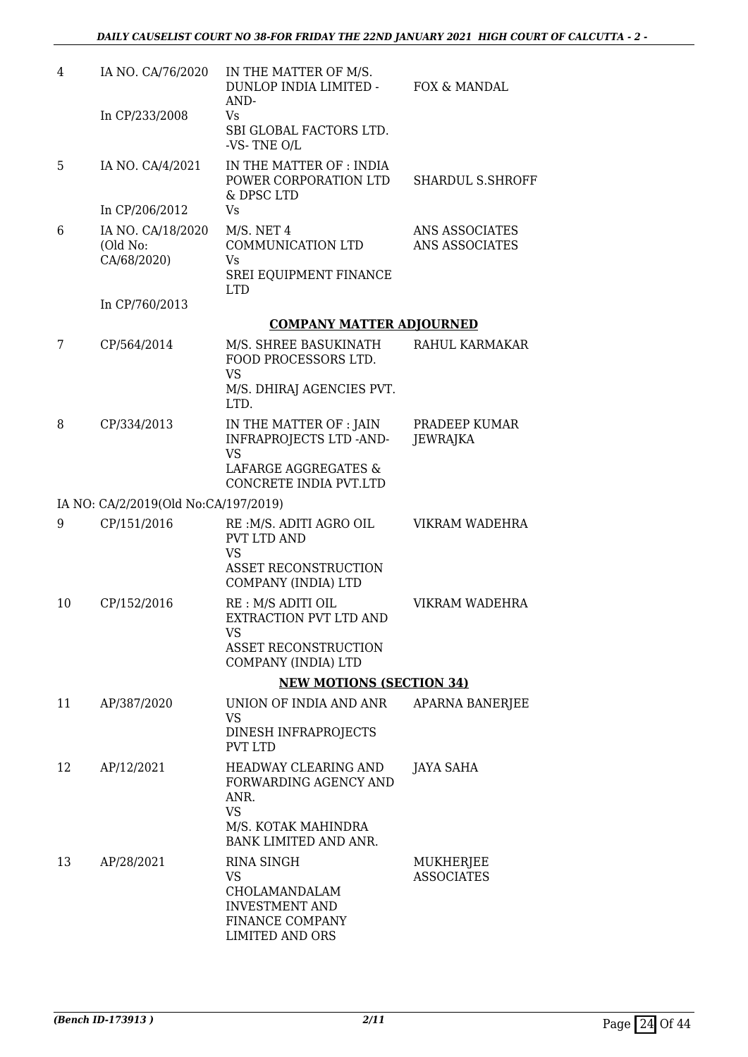| | | | |
|---|---|---|---|
| 4 | IA NO. CA/76/2020<br><br>In CP/233/2008 | IN THE MATTER OF M/S. DUNLOP INDIA LIMITED -AND-<br>Vs<br>SBI GLOBAL FACTORS LTD. -VS- TNE O/L | FOX & MANDAL |
| 5 | IA NO. CA/4/2021<br><br>In CP/206/2012 | IN THE MATTER OF : INDIA POWER CORPORATION LTD & DPSC LTD<br>Vs | SHARDUL S.SHROFF |
| 6 | IA NO. CA/18/2020 (Old No: CA/68/2020)<br><br>In CP/760/2013 | M/S. NET 4 COMMUNICATION LTD<br>Vs<br>SREI EQUIPMENT FINANCE LTD | ANS ASSOCIATES<br>ANS ASSOCIATES |

**COMPANY MATTER ADJOURNED**

| | | | |
|---|---|---|---|
| 7 | CP/564/2014 | M/S. SHREE BASUKINATH FOOD PROCESSORS LTD.<br>VS<br>M/S. DHIRAJ AGENCIES PVT. LTD. | RAHUL KARMAKAR |
| 8 | CP/334/2013 | IN THE MATTER OF : JAIN INFRAPROJECTS LTD -AND-<br>VS<br>LAFARGE AGGREGATES & CONCRETE INDIA PVT.LTD | PRADEEP KUMAR JEWRAJKA |

IA NO: CA/2/2019(Old No:CA/197/2019)

| | | | |
|---|---|---|---|
| 9 | CP/151/2016 | RE :M/S. ADITI AGRO OIL PVT LTD AND<br>VS<br>ASSET RECONSTRUCTION COMPANY (INDIA) LTD | VIKRAM WADEHRA |
| 10 | CP/152/2016 | RE : M/S ADITI OIL EXTRACTION PVT LTD AND<br>VS<br>ASSET RECONSTRUCTION COMPANY (INDIA) LTD | VIKRAM WADEHRA |

**NEW MOTIONS (SECTION 34)**

| | | | |
|---|---|---|---|
| 11 | AP/387/2020 | UNION OF INDIA AND ANR<br>VS<br>DINESH INFRAPROJECTS PVT LTD | APARNA BANERJEE |
| 12 | AP/12/2021 | HEADWAY CLEARING AND FORWARDING AGENCY AND ANR.<br>VS<br>M/S. KOTAK MAHINDRA BANK LIMITED AND ANR. | JAYA SAHA |
| 13 | AP/28/2021 | RINA SINGH<br>VS<br>CHOLAMANDALAM INVESTMENT AND FINANCE COMPANY LIMITED AND ORS | MUKHERJEE ASSOCIATES |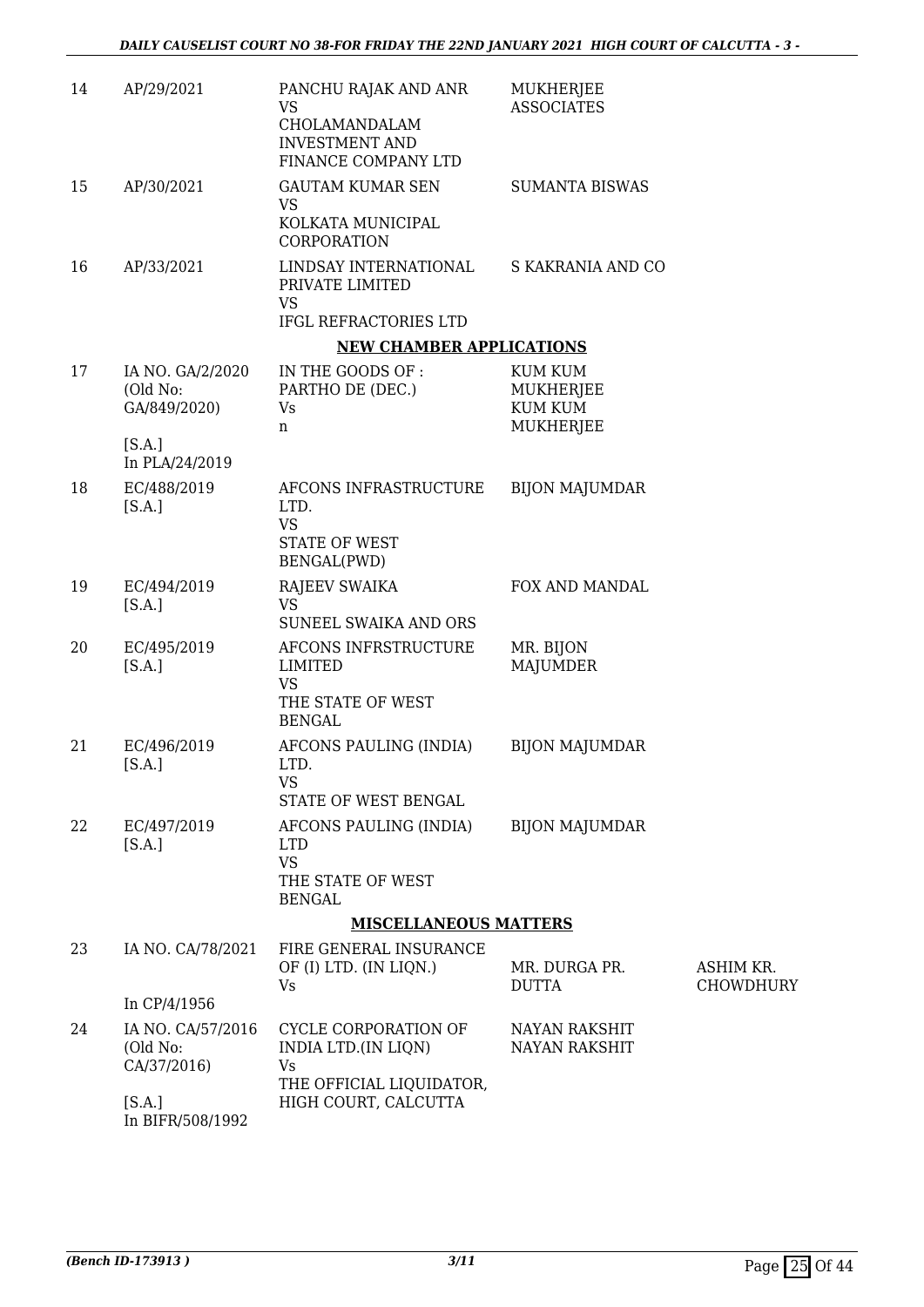| 14 | AP/29/2021 | PANCHU RAJAK AND ANR<br>VS<br>CHOLAMANDALAM INVESTMENT AND FINANCE COMPANY LTD | MUKHERJEE ASSOCIATES | |
|---|---|---|---|---|
| 15 | AP/30/2021 | GAUTAM KUMAR SEN<br>VS<br>KOLKATA MUNICIPAL CORPORATION | SUMANTA BISWAS | |
| 16 | AP/33/2021 | LINDSAY INTERNATIONAL PRIVATE LIMITED<br>VS<br>IFGL REFRACTORIES LTD | S KAKRANIA AND CO | |

**NEW CHAMBER APPLICATIONS**

| 17 | IA NO. GA/2/2020<br>(Old No: GA/849/2020)<br><br>[S.A.]<br>In PLA/24/2019 | IN THE GOODS OF : PARTHO DE (DEC.)<br>Vs<br>n | KUM KUM MUKHERJEE<br>KUM KUM MUKHERJEE | |
|---|---|---|---|---|
| 18 | EC/488/2019<br>[S.A.] | AFCONS INFRASTRUCTURE LTD.<br>VS<br>STATE OF WEST BENGAL(PWD) | BIJON MAJUMDAR | |
| 19 | EC/494/2019<br>[S.A.] | RAJEEV SWAIKA<br>VS<br>SUNEEL SWAIKA AND ORS | FOX AND MANDAL | |
| 20 | EC/495/2019<br>[S.A.] | AFCONS INFRSTRUCTURE LIMITED<br>VS<br>THE STATE OF WEST BENGAL | MR. BIJON MAJUMDER | |
| 21 | EC/496/2019<br>[S.A.] | AFCONS PAULING (INDIA) LTD.<br>VS<br>STATE OF WEST BENGAL | BIJON MAJUMDAR | |
| 22 | EC/497/2019<br>[S.A.] | AFCONS PAULING (INDIA) LTD<br>VS<br>THE STATE OF WEST BENGAL | BIJON MAJUMDAR | |

**MISCELLANEOUS MATTERS**

| 23 | IA NO. CA/78/2021<br><br>In CP/4/1956 | FIRE GENERAL INSURANCE OF (I) LTD. (IN LIQN.)<br>Vs | MR. DURGA PR. DUTTA | ASHIM KR. CHOWDHURY |
|---|---|---|---|---|
| 24 | IA NO. CA/57/2016<br>(Old No: CA/37/2016)<br><br>[S.A.]<br>In BIFR/508/1992 | CYCLE CORPORATION OF INDIA LTD.(IN LIQN)<br>Vs<br>THE OFFICIAL LIQUIDATOR, HIGH COURT, CALCUTTA | NAYAN RAKSHIT<br>NAYAN RAKSHIT | |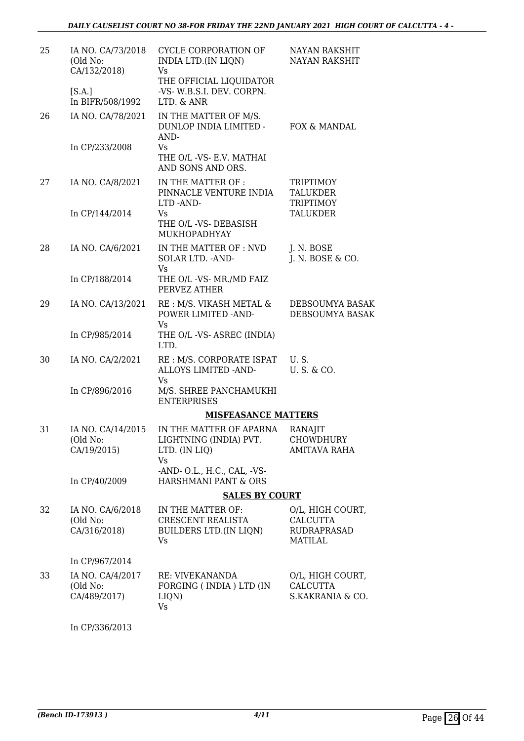| 25 | IA NO. CA/73/2018 (Old No: CA/132/2018)<br><br>[S.A.]<br>In BIFR/508/1992 | CYCLE CORPORATION OF INDIA LTD.(IN LIQN)<br>Vs<br>THE OFFICIAL LIQUIDATOR -VS- W.B.S.I. DEV. CORPN. LTD. & ANR | NAYAN RAKSHIT<br>NAYAN RAKSHIT |
|---|---|---|---|
| 26 | IA NO. CA/78/2021<br><br>In CP/233/2008 | IN THE MATTER OF M/S. DUNLOP INDIA LIMITED -AND-<br>Vs<br>THE O/L -VS- E.V. MATHAI AND SONS AND ORS. | FOX & MANDAL |
| 27 | IA NO. CA/8/2021<br><br>In CP/144/2014 | IN THE MATTER OF : PINNACLE VENTURE INDIA LTD -AND-<br>Vs<br>THE O/L -VS- DEBASISH MUKHOPADHYAY | TRIPTIMOY TALUKDER<br>TRIPTIMOY TALUKDER |
| 28 | IA NO. CA/6/2021<br><br>In CP/188/2014 | IN THE MATTER OF : NVD SOLAR LTD. -AND-<br>Vs<br>THE O/L -VS- MR./MD FAIZ PERVEZ ATHER | J. N. BOSE<br>J. N. BOSE & CO. |
| 29 | IA NO. CA/13/2021<br><br>In CP/985/2014 | RE : M/S. VIKASH METAL & POWER LIMITED -AND-<br>Vs<br>THE O/L -VS- ASREC (INDIA) LTD. | DEBSOUMYA BASAK<br>DEBSOUMYA BASAK |
| 30 | IA NO. CA/2/2021<br><br>In CP/896/2016 | RE : M/S. CORPORATE ISPAT ALLOYS LIMITED -AND-<br>Vs<br>M/S. SHREE PANCHAMUKHI ENTERPRISES | U. S.<br>U. S. & CO. |

**MISFEASANCE MATTERS**

| 31 | IA NO. CA/14/2015 (Old No: CA/19/2015)<br><br>In CP/40/2009 | IN THE MATTER OF APARNA LIGHTNING (INDIA) PVT. LTD. (IN LIQ)<br>Vs<br>-AND- O.L., H.C., CAL, -VS- HARSHMANI PANT & ORS | RANAJIT CHOWDHURY<br>AMITAVA RAHA |
|---|---|---|---|

**SALES BY COURT**

| 32 | IA NO. CA/6/2018 (Old No: CA/316/2018)<br><br>In CP/967/2014 | IN THE MATTER OF: CRESCENT REALISTA BUILDERS LTD.(IN LIQN)<br>Vs | O/L, HIGH COURT, CALCUTTA<br>RUDRAPRASAD MATILAL |
|---|---|---|---|
| 33 | IA NO. CA/4/2017 (Old No: CA/489/2017)<br><br>In CP/336/2013 | RE: VIVEKANANDA FORGING ( INDIA ) LTD (IN LIQN)<br>Vs | O/L, HIGH COURT, CALCUTTA<br>S.KAKRANIA & CO. |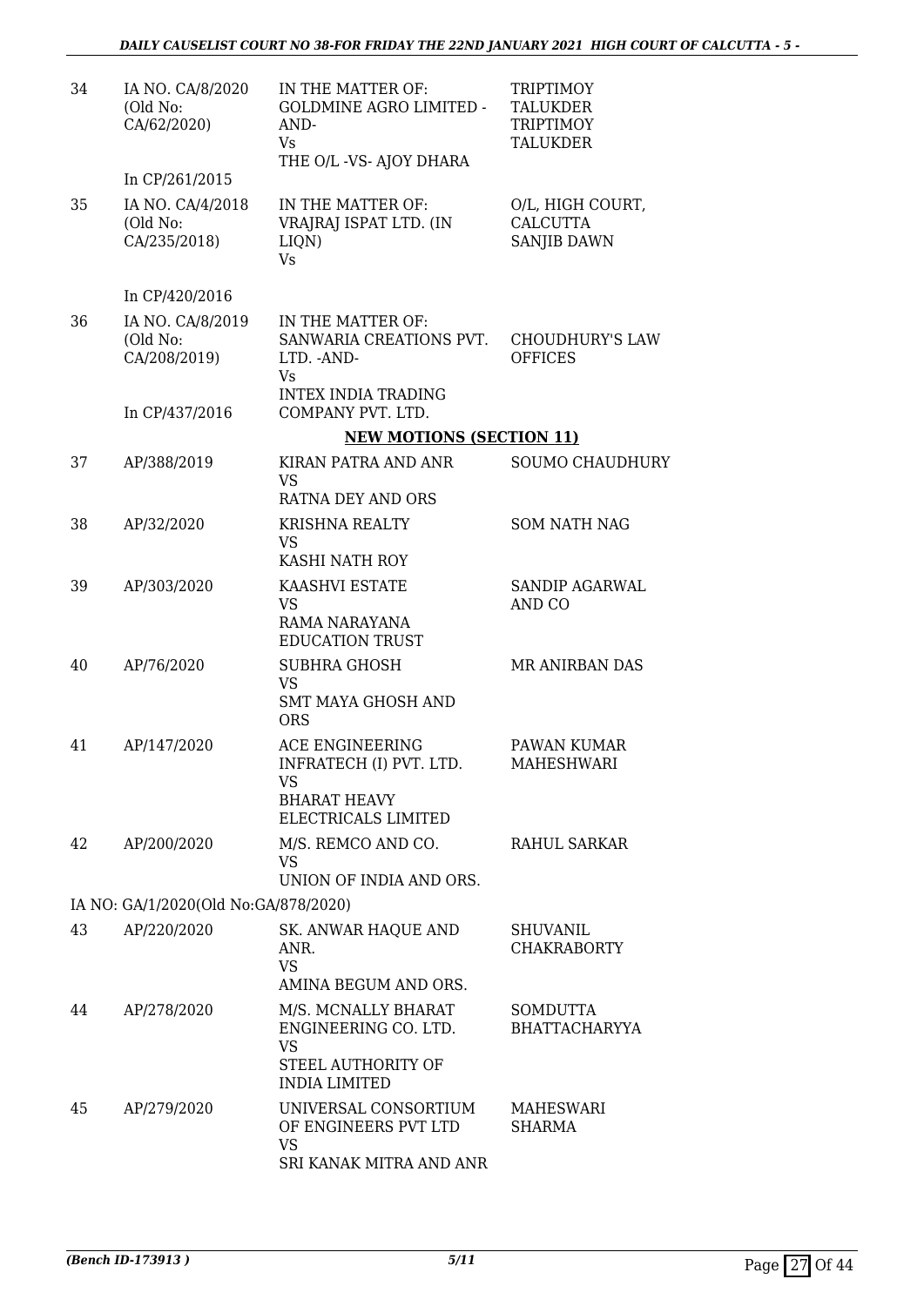| | | | |
|---|---|---|---|
| 34 | IA NO. CA/8/2020 (Old No: CA/62/2020) In CP/261/2015 | IN THE MATTER OF: GOLDMINE AGRO LIMITED -AND- Vs THE O/L -VS- AJOY DHARA | TRIPTIMOY TALUKDER TRIPTIMOY TALUKDER |
| 35 | IA NO. CA/4/2018 (Old No: CA/235/2018) In CP/420/2016 | IN THE MATTER OF: VRAJRAJ ISPAT LTD. (IN LIQN) Vs | O/L, HIGH COURT, CALCUTTA SANJIB DAWN |
| 36 | IA NO. CA/8/2019 (Old No: CA/208/2019) In CP/437/2016 | IN THE MATTER OF: SANWARIA CREATIONS PVT. LTD. -AND- Vs INTEX INDIA TRADING COMPANY PVT. LTD. | CHOUDHURY'S LAW OFFICES |

**NEW MOTIONS (SECTION 11)**

| | | | |
|---|---|---|---|
| 37 | AP/388/2019 | KIRAN PATRA AND ANR VS RATNA DEY AND ORS | SOUMO CHAUDHURY |
| 38 | AP/32/2020 | KRISHNA REALTY VS KASHI NATH ROY | SOM NATH NAG |
| 39 | AP/303/2020 | KAASHVI ESTATE VS RAMA NARAYANA EDUCATION TRUST | SANDIP AGARWAL AND CO |
| 40 | AP/76/2020 | SUBHRA GHOSH VS SMT MAYA GHOSH AND ORS | MR ANIRBAN DAS |
| 41 | AP/147/2020 | ACE ENGINEERING INFRATECH (I) PVT. LTD. VS BHARAT HEAVY ELECTRICALS LIMITED | PAWAN KUMAR MAHESHWARI |
| 42 | AP/200/2020 | M/S. REMCO AND CO. VS UNION OF INDIA AND ORS. | RAHUL SARKAR |

IA NO: GA/1/2020(Old No:GA/878/2020)

| | | | |
|---|---|---|---|
| 43 | AP/220/2020 | SK. ANWAR HAQUE AND ANR. VS AMINA BEGUM AND ORS. | SHUVANIL CHAKRABORTY |
| 44 | AP/278/2020 | M/S. MCNALLY BHARAT ENGINEERING CO. LTD. VS STEEL AUTHORITY OF INDIA LIMITED | SOMDUTTA BHATTACHARYYA |
| 45 | AP/279/2020 | UNIVERSAL CONSORTIUM OF ENGINEERS PVT LTD VS SRI KANAK MITRA AND ANR | MAHESWARI SHARMA |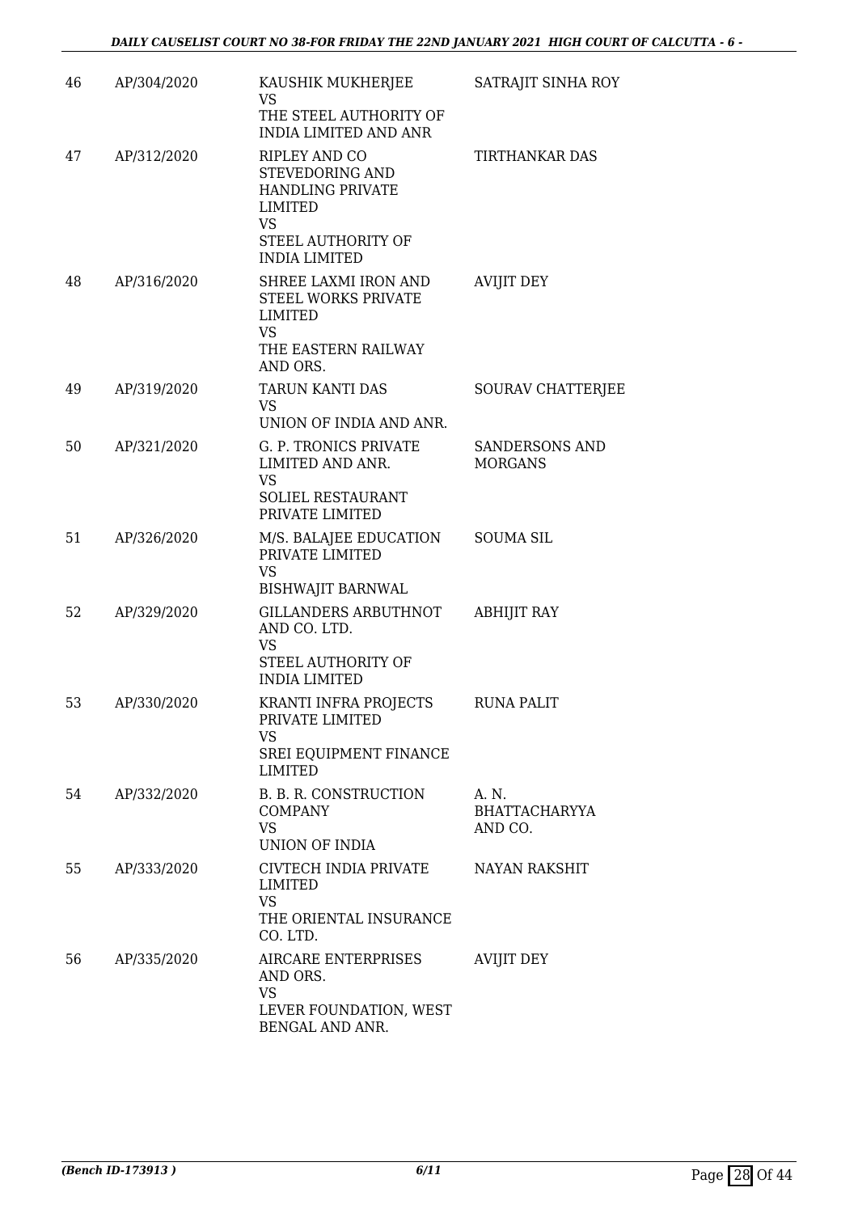| 46 | AP/304/2020 | KAUSHIK MUKHERJEE VS THE STEEL AUTHORITY OF INDIA LIMITED AND ANR | SATRAJIT SINHA ROY |
|---|---|---|---|
| 47 | AP/312/2020 | RIPLEY AND CO STEVEDORING AND HANDLING PRIVATE LIMITED VS STEEL AUTHORITY OF INDIA LIMITED | TIRTHANKAR DAS |
| 48 | AP/316/2020 | SHREE LAXMI IRON AND STEEL WORKS PRIVATE LIMITED VS THE EASTERN RAILWAY AND ORS. | AVIJIT DEY |
| 49 | AP/319/2020 | TARUN KANTI DAS VS UNION OF INDIA AND ANR. | SOURAV CHATTERJEE |
| 50 | AP/321/2020 | G. P. TRONICS PRIVATE LIMITED AND ANR. VS SOLIEL RESTAURANT PRIVATE LIMITED | SANDERSONS AND MORGANS |
| 51 | AP/326/2020 | M/S. BALAJEE EDUCATION PRIVATE LIMITED VS BISHWAJIT BARNWAL | SOUMA SIL |
| 52 | AP/329/2020 | GILLANDERS ARBUTHNOT AND CO. LTD. VS STEEL AUTHORITY OF INDIA LIMITED | ABHIJIT RAY |
| 53 | AP/330/2020 | KRANTI INFRA PROJECTS PRIVATE LIMITED VS SREI EQUIPMENT FINANCE LIMITED | RUNA PALIT |
| 54 | AP/332/2020 | B. B. R. CONSTRUCTION COMPANY VS UNION OF INDIA | A. N. BHATTACHARYYA AND CO. |
| 55 | AP/333/2020 | CIVTECH INDIA PRIVATE LIMITED VS THE ORIENTAL INSURANCE CO. LTD. | NAYAN RAKSHIT |
| 56 | AP/335/2020 | AIRCARE ENTERPRISES AND ORS. VS LEVER FOUNDATION, WEST BENGAL AND ANR. | AVIJIT DEY |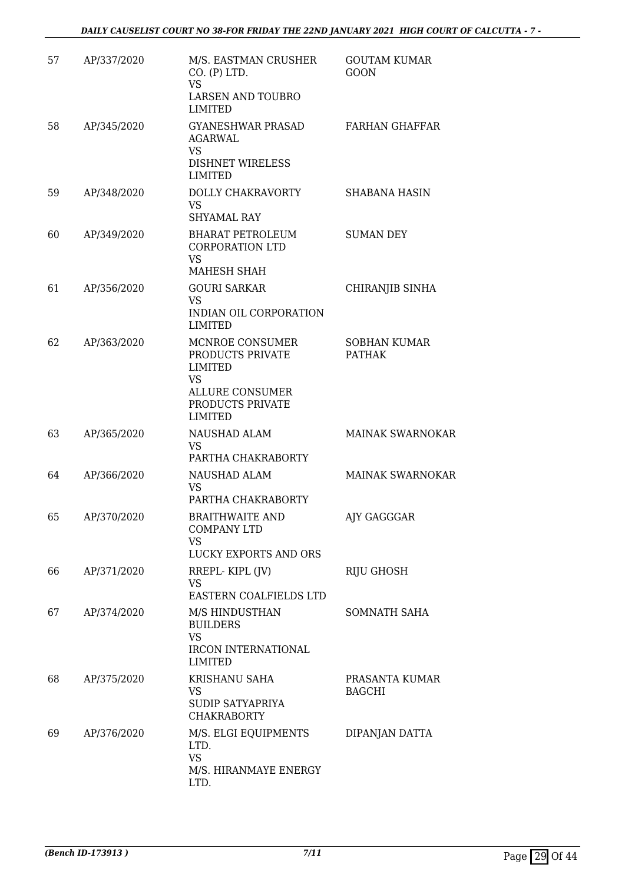| 57 | AP/337/2020 | M/S. EASTMAN CRUSHER CO. (P) LTD.<br>VS<br>LARSEN AND TOUBRO LIMITED | GOUTAM KUMAR GOON |
|---|---|---|---|
| 58 | AP/345/2020 | GYANESHWAR PRASAD AGARWAL<br>VS<br>DISHNET WIRELESS LIMITED | FARHAN GHAFFAR |
| 59 | AP/348/2020 | DOLLY CHAKRAVORTY<br>VS<br>SHYAMAL RAY | SHABANA HASIN |
| 60 | AP/349/2020 | BHARAT PETROLEUM CORPORATION LTD<br>VS<br>MAHESH SHAH | SUMAN DEY |
| 61 | AP/356/2020 | GOURI SARKAR<br>VS<br>INDIAN OIL CORPORATION LIMITED | CHIRANJIB SINHA |
| 62 | AP/363/2020 | MCNROE CONSUMER PRODUCTS PRIVATE LIMITED<br>VS<br>ALLURE CONSUMER PRODUCTS PRIVATE LIMITED | SOBHAN KUMAR PATHAK |
| 63 | AP/365/2020 | NAUSHAD ALAM<br>VS<br>PARTHA CHAKRABORTY | MAINAK SWARNOKAR |
| 64 | AP/366/2020 | NAUSHAD ALAM<br>VS<br>PARTHA CHAKRABORTY | MAINAK SWARNOKAR |
| 65 | AP/370/2020 | BRAITHWAITE AND COMPANY LTD<br>VS<br>LUCKY EXPORTS AND ORS | AJY GAGGGAR |
| 66 | AP/371/2020 | RREPL- KIPL (JV)<br>VS<br>EASTERN COALFIELDS LTD | RIJU GHOSH |
| 67 | AP/374/2020 | M/S HINDUSTHAN BUILDERS<br>VS<br>IRCON INTERNATIONAL LIMITED | SOMNATH SAHA |
| 68 | AP/375/2020 | KRISHANU SAHA<br>VS<br>SUDIP SATYAPRIYA CHAKRABORTY | PRASANTA KUMAR BAGCHI |
| 69 | AP/376/2020 | M/S. ELGI EQUIPMENTS LTD.<br>VS<br>M/S. HIRANMAYE ENERGY LTD. | DIPANJAN DATTA |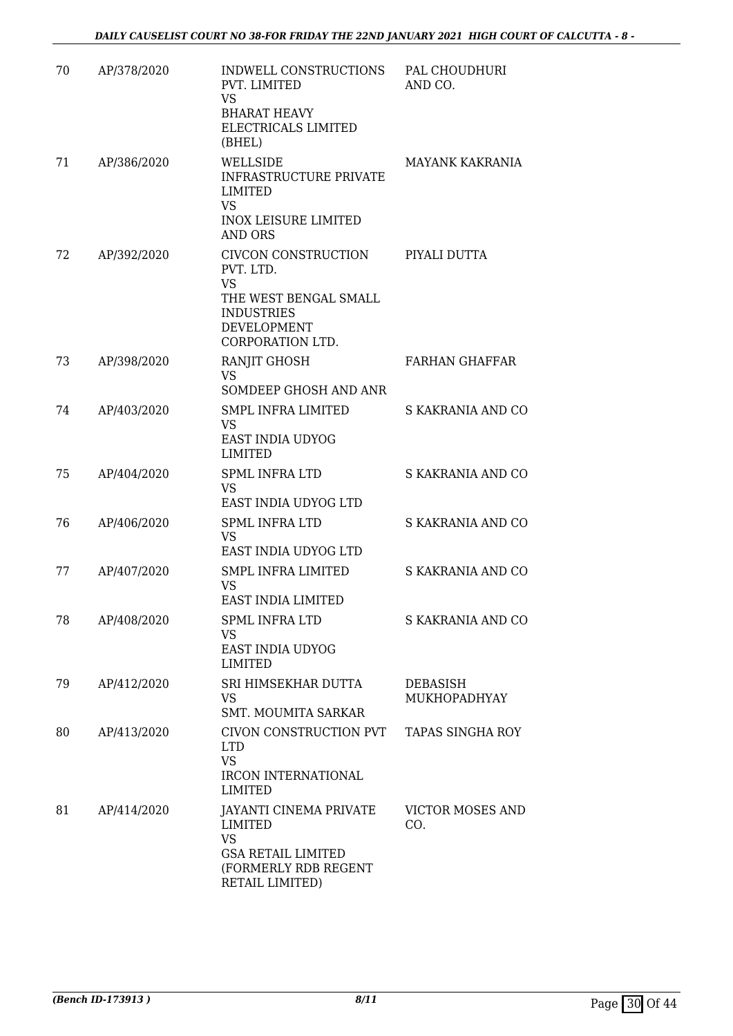| 70 | AP/378/2020 | INDWELL CONSTRUCTIONS PVT. LIMITED<br>VS<br>BHARAT HEAVY ELECTRICALS LIMITED (BHEL) | PAL CHOUDHURI AND CO. |
|---|---|---|---|
| 71 | AP/386/2020 | WELLSIDE INFRASTRUCTURE PRIVATE LIMITED<br>VS<br>INOX LEISURE LIMITED AND ORS | MAYANK KAKRANIA |
| 72 | AP/392/2020 | CIVCON CONSTRUCTION PVT. LTD.<br>VS<br>THE WEST BENGAL SMALL INDUSTRIES DEVELOPMENT CORPORATION LTD. | PIYALI DUTTA |
| 73 | AP/398/2020 | RANJIT GHOSH<br>VS<br>SOMDEEP GHOSH AND ANR | FARHAN GHAFFAR |
| 74 | AP/403/2020 | SMPL INFRA LIMITED<br>VS<br>EAST INDIA UDYOG LIMITED | S KAKRANIA AND CO |
| 75 | AP/404/2020 | SPML INFRA LTD<br>VS<br>EAST INDIA UDYOG LTD | S KAKRANIA AND CO |
| 76 | AP/406/2020 | SPML INFRA LTD<br>VS<br>EAST INDIA UDYOG LTD | S KAKRANIA AND CO |
| 77 | AP/407/2020 | SMPL INFRA LIMITED<br>VS<br>EAST INDIA LIMITED | S KAKRANIA AND CO |
| 78 | AP/408/2020 | SPML INFRA LTD<br>VS<br>EAST INDIA UDYOG LIMITED | S KAKRANIA AND CO |
| 79 | AP/412/2020 | SRI HIMSEKHAR DUTTA<br>VS<br>SMT. MOUMITA SARKAR | DEBASISH MUKHOPADHYAY |
| 80 | AP/413/2020 | CIVON CONSTRUCTION PVT LTD<br>VS<br>IRCON INTERNATIONAL LIMITED | TAPAS SINGHA ROY |
| 81 | AP/414/2020 | JAYANTI CINEMA PRIVATE LIMITED<br>VS<br>GSA RETAIL LIMITED (FORMERLY RDB REGENT RETAIL LIMITED) | VICTOR MOSES AND CO. |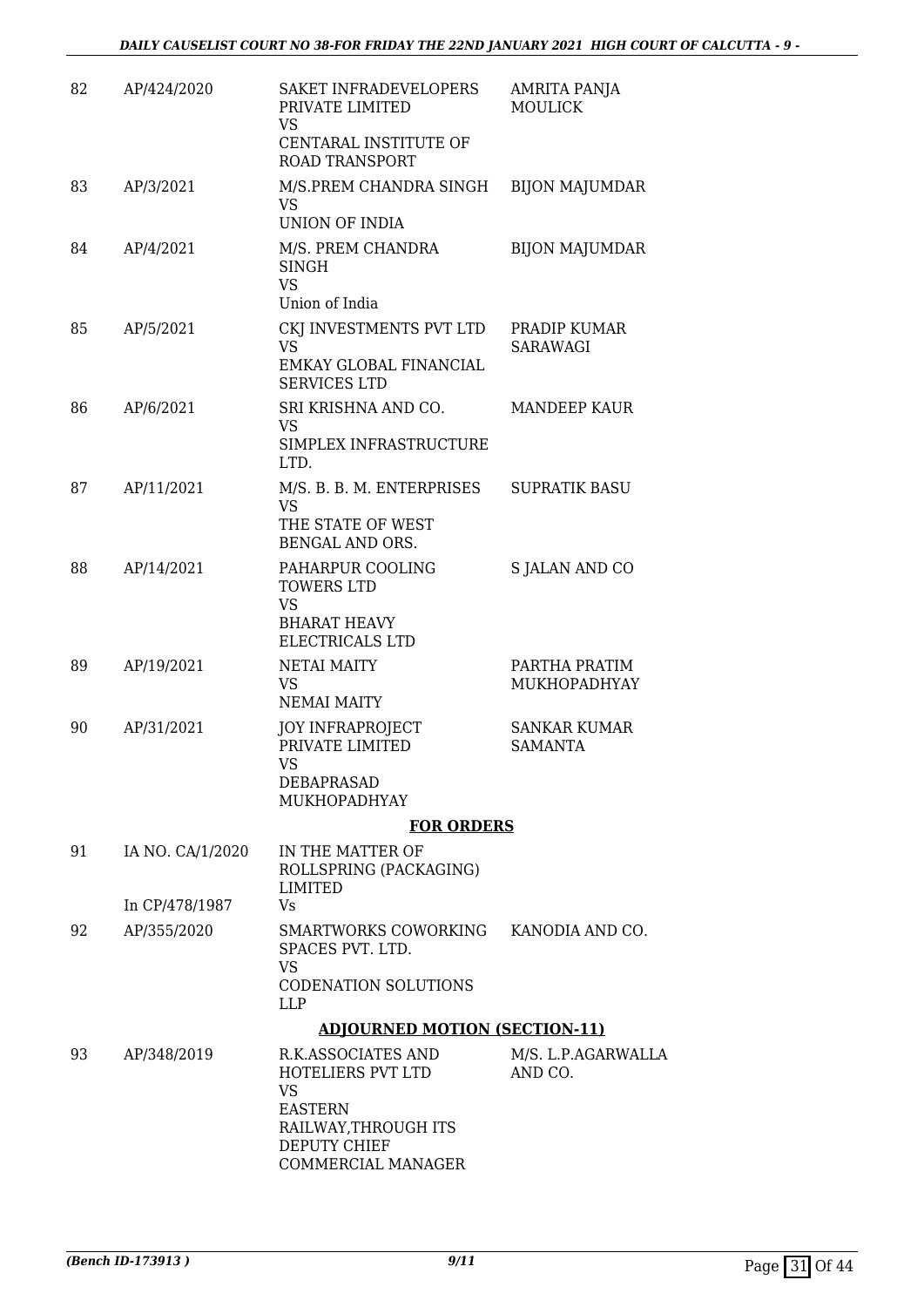| | | | |
|---|---|---|---|
| 82 | AP/424/2020 | SAKET INFRADEVELOPERS PRIVATE LIMITED<br>VS<br>CENTARAL INSTITUTE OF ROAD TRANSPORT | AMRITA PANJA MOULICK |
| 83 | AP/3/2021 | M/S.PREM CHANDRA SINGH<br>VS<br>UNION OF INDIA | BIJON MAJUMDAR |
| 84 | AP/4/2021 | M/S. PREM CHANDRA SINGH<br>VS<br>Union of India | BIJON MAJUMDAR |
| 85 | AP/5/2021 | CKJ INVESTMENTS PVT LTD<br>VS<br>EMKAY GLOBAL FINANCIAL SERVICES LTD | PRADIP KUMAR SARAWAGI |
| 86 | AP/6/2021 | SRI KRISHNA AND CO.<br>VS<br>SIMPLEX INFRASTRUCTURE LTD. | MANDEEP KAUR |
| 87 | AP/11/2021 | M/S. B. B. M. ENTERPRISES<br>VS<br>THE STATE OF WEST BENGAL AND ORS. | SUPRATIK BASU |
| 88 | AP/14/2021 | PAHARPUR COOLING TOWERS LTD<br>VS<br>BHARAT HEAVY ELECTRICALS LTD | S JALAN AND CO |
| 89 | AP/19/2021 | NETAI MAITY<br>VS<br>NEMAI MAITY | PARTHA PRATIM MUKHOPADHYAY |
| 90 | AP/31/2021 | JOY INFRAPROJECT PRIVATE LIMITED<br>VS<br>DEBAPRASAD MUKHOPADHYAY | SANKAR KUMAR SAMANTA |

**FOR ORDERS**

| | | | |
|---|---|---|---|
| 91 | IA NO. CA/1/2020<br><br>In CP/478/1987 | IN THE MATTER OF ROLLSPRING (PACKAGING) LIMITED<br>Vs | |
| 92 | AP/355/2020 | SMARTWORKS COWORKING SPACES PVT. LTD.<br>VS<br>CODENATION SOLUTIONS LLP | KANODIA AND CO. |

**ADJOURNED MOTION (SECTION-11)**

| | | | |
|---|---|---|---|
| 93 | AP/348/2019 | R.K.ASSOCIATES AND HOTELIERS PVT LTD<br>VS<br>EASTERN RAILWAY,THROUGH ITS DEPUTY CHIEF COMMERCIAL MANAGER | M/S. L.P.AGARWALLA AND CO. |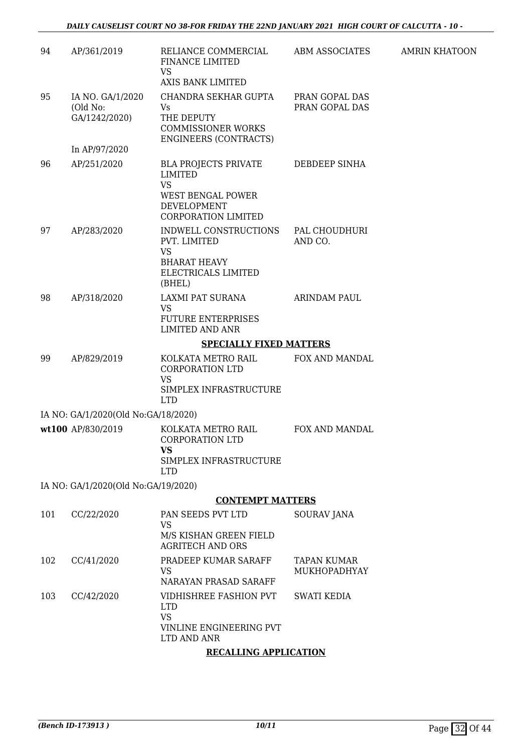| | | | | |
|---|---|---|---|---|
| 94 | AP/361/2019 | RELIANCE COMMERCIAL FINANCE LIMITED<br>VS<br>AXIS BANK LIMITED | ABM ASSOCIATES | AMRIN KHATOON |
| 95 | IA NO. GA/1/2020 (Old No: GA/1242/2020)<br><br>In AP/97/2020 | CHANDRA SEKHAR GUPTA<br>Vs<br>THE DEPUTY COMMISSIONER WORKS ENGINEERS (CONTRACTS) | PRAN GOPAL DAS<br>PRAN GOPAL DAS | |
| 96 | AP/251/2020 | BLA PROJECTS PRIVATE LIMITED<br>VS<br>WEST BENGAL POWER DEVELOPMENT CORPORATION LIMITED | DEBDEEP SINHA | |
| 97 | AP/283/2020 | INDWELL CONSTRUCTIONS PVT. LIMITED<br>VS<br>BHARAT HEAVY ELECTRICALS LIMITED (BHEL) | PAL CHOUDHURI AND CO. | |
| 98 | AP/318/2020 | LAXMI PAT SURANA<br>VS<br>FUTURE ENTERPRISES LIMITED AND ANR | ARINDAM PAUL | |

**SPECIALLY FIXED MATTERS**

| | | | | |
|---|---|---|---|---|
| 99 | AP/829/2019 | KOLKATA METRO RAIL CORPORATION LTD<br>VS<br>SIMPLEX INFRASTRUCTURE LTD | FOX AND MANDAL | |

IA NO: GA/1/2020(Old No:GA/18/2020)

| | | | | |
|---|---|---|---|---|
| **wt100** | AP/830/2019 | KOLKATA METRO RAIL CORPORATION LTD<br>**VS**<br>SIMPLEX INFRASTRUCTURE LTD | FOX AND MANDAL | |

IA NO: GA/1/2020(Old No:GA/19/2020)

**CONTEMPT MATTERS**

| | | | | |
|---|---|---|---|---|
| 101 | CC/22/2020 | PAN SEEDS PVT LTD<br>VS<br>M/S KISHAN GREEN FIELD AGRITECH AND ORS | SOURAV JANA | |
| 102 | CC/41/2020 | PRADEEP KUMAR SARAFF<br>VS<br>NARAYAN PRASAD SARAFF | TAPAN KUMAR MUKHOPADHYAY | |
| 103 | CC/42/2020 | VIDHISHREE FASHION PVT LTD<br>VS<br>VINLINE ENGINEERING PVT LTD AND ANR | SWATI KEDIA | |

**RECALLING APPLICATION**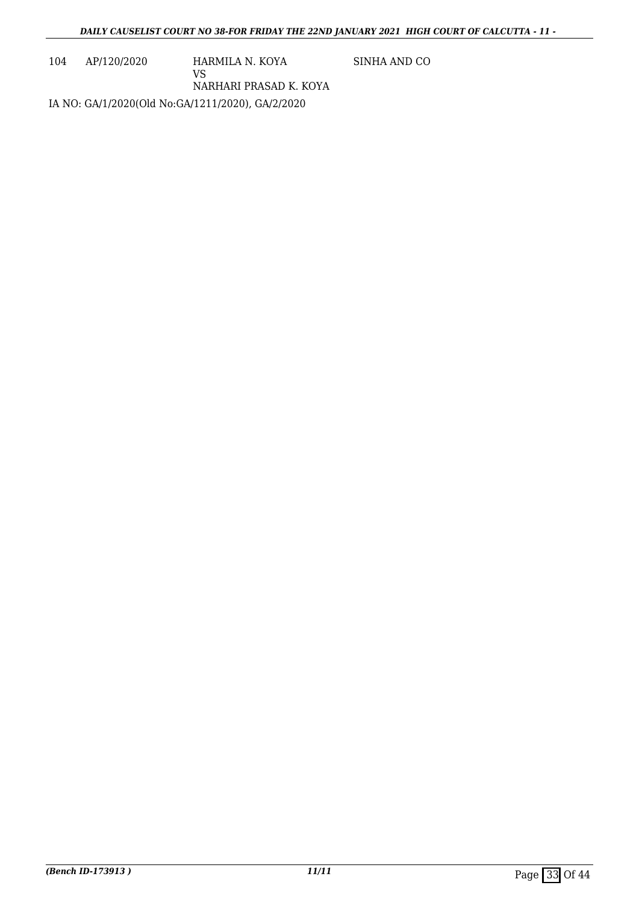| 104 | AP/120/2020 | HARMILA N. KOYA<br>VS<br>NARHARI PRASAD K. KOYA | SINHA AND CO |
|---|---|---|---|

IA NO: GA/1/2020(Old No:GA/1211/2020), GA/2/2020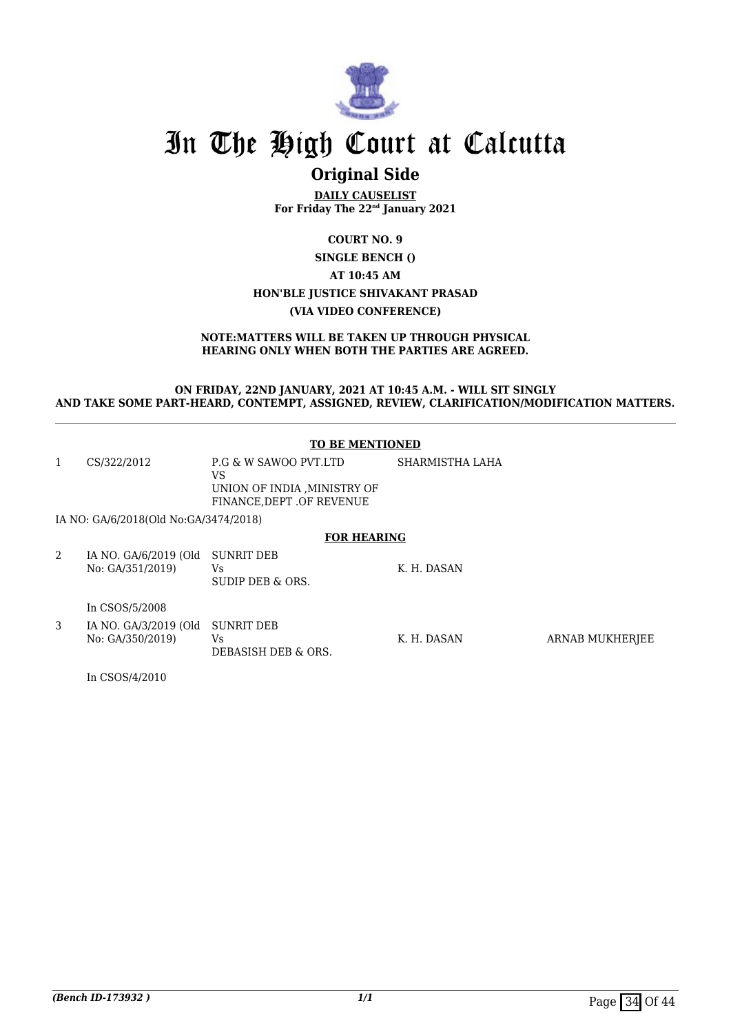# In The High Court at Calcutta

## Original Side

**DAILY CAUSELIST**
**For Friday The 22nd January 2021**

**COURT NO. 9**
**SINGLE BENCH ()**
**AT 10:45 AM**
**HON'BLE JUSTICE SHIVAKANT PRASAD**
**(VIA VIDEO CONFERENCE)**

**NOTE:MATTERS WILL BE TAKEN UP THROUGH PHYSICAL HEARING ONLY WHEN BOTH THE PARTIES ARE AGREED.**

**ON FRIDAY, 22ND JANUARY, 2021 AT 10:45 A.M. - WILL SIT SINGLY AND TAKE SOME PART-HEARD, CONTEMPT, ASSIGNED, REVIEW, CLARIFICATION/MODIFICATION MATTERS.**

**TO BE MENTIONED**

| | | | | |
|---|---|---|---|---|
| 1 | CS/322/2012 | P.G & W SAWOO PVT.LTD<br>VS<br>UNION OF INDIA ,MINISTRY OF FINANCE,DEPT .OF REVENUE | SHARMISTHA LAHA | |
| | IA NO: GA/6/2018(Old No:GA/3474/2018) | | | |

**FOR HEARING**

| | | | | |
|---|---|---|---|---|
| 2 | IA NO. GA/6/2019 (Old No: GA/351/2019)<br><br>In CSOS/5/2008 | SUNRIT DEB<br>Vs<br>SUDIP DEB & ORS. | K. H. DASAN | |
| 3 | IA NO. GA/3/2019 (Old No: GA/350/2019)<br><br>In CSOS/4/2010 | SUNRIT DEB<br>Vs<br>DEBASISH DEB & ORS. | K. H. DASAN | ARNAB MUKHERJEE |

*(Bench ID-173932 )*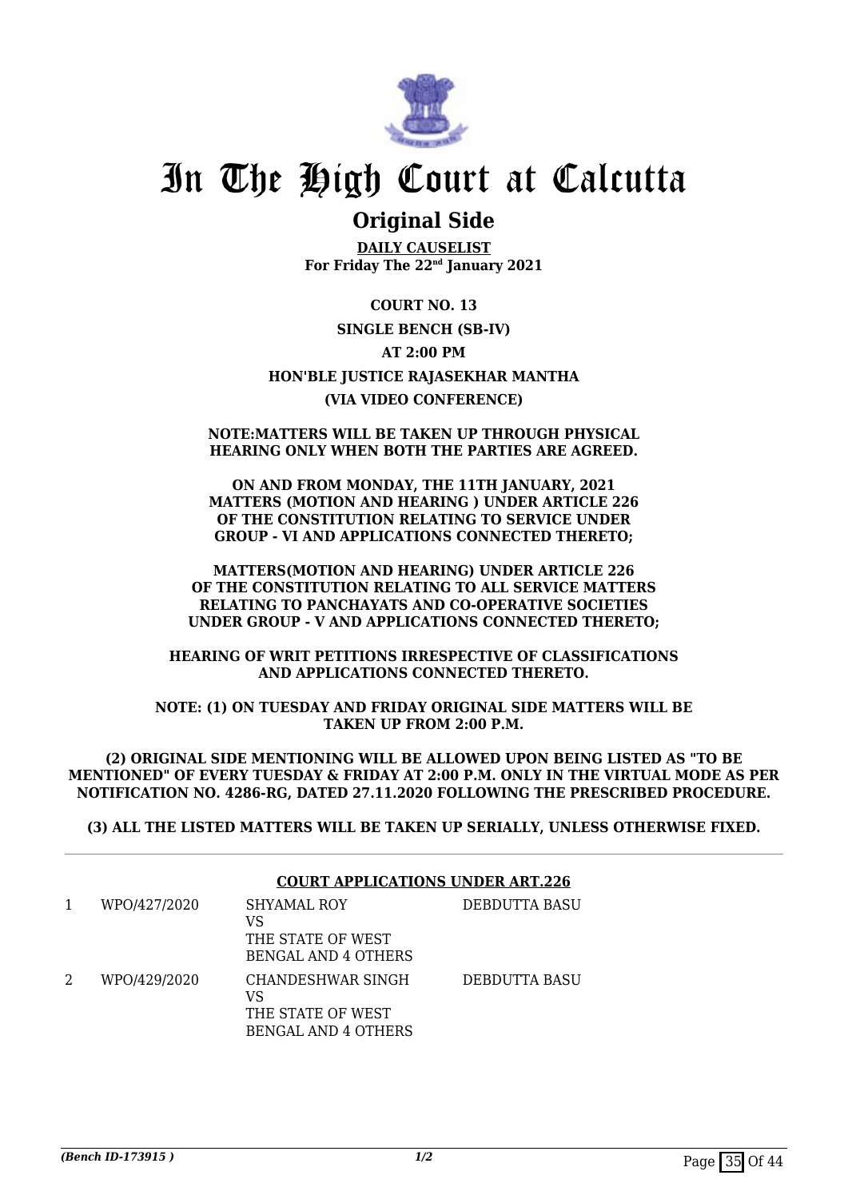# In The High Court at Calcutta

## Original Side

**DAILY CAUSELIST**
**For Friday The 22nd January 2021**

**COURT NO. 13**

**SINGLE BENCH (SB-IV)**

**AT 2:00 PM**

**HON'BLE JUSTICE RAJASEKHAR MANTHA**

**(VIA VIDEO CONFERENCE)**

**NOTE:MATTERS WILL BE TAKEN UP THROUGH PHYSICAL HEARING ONLY WHEN BOTH THE PARTIES ARE AGREED.**

**ON AND FROM MONDAY, THE 11TH JANUARY, 2021 MATTERS (MOTION AND HEARING ) UNDER ARTICLE 226 OF THE CONSTITUTION RELATING TO SERVICE UNDER GROUP - VI AND APPLICATIONS CONNECTED THERETO;**

**MATTERS(MOTION AND HEARING) UNDER ARTICLE 226 OF THE CONSTITUTION RELATING TO ALL SERVICE MATTERS RELATING TO PANCHAYATS AND CO-OPERATIVE SOCIETIES UNDER GROUP - V AND APPLICATIONS CONNECTED THERETO;**

**HEARING OF WRIT PETITIONS IRRESPECTIVE OF CLASSIFICATIONS AND APPLICATIONS CONNECTED THERETO.**

**NOTE: (1) ON TUESDAY AND FRIDAY ORIGINAL SIDE MATTERS WILL BE TAKEN UP FROM 2:00 P.M.**

**(2) ORIGINAL SIDE MENTIONING WILL BE ALLOWED UPON BEING LISTED AS "TO BE MENTIONED" OF EVERY TUESDAY & FRIDAY AT 2:00 P.M. ONLY IN THE VIRTUAL MODE AS PER NOTIFICATION NO. 4286-RG, DATED 27.11.2020 FOLLOWING THE PRESCRIBED PROCEDURE.**

**(3) ALL THE LISTED MATTERS WILL BE TAKEN UP SERIALLY, UNLESS OTHERWISE FIXED.**

**COURT APPLICATIONS UNDER ART.226**

| | | | |
|---|---|---|---|
| 1 | WPO/427/2020 | SHYAMAL ROY<br>VS<br>THE STATE OF WEST BENGAL AND 4 OTHERS | DEBDUTTA BASU |
| 2 | WPO/429/2020 | CHANDESHWAR SINGH<br>VS<br>THE STATE OF WEST BENGAL AND 4 OTHERS | DEBDUTTA BASU |

*(Bench ID-173915 )* 1/2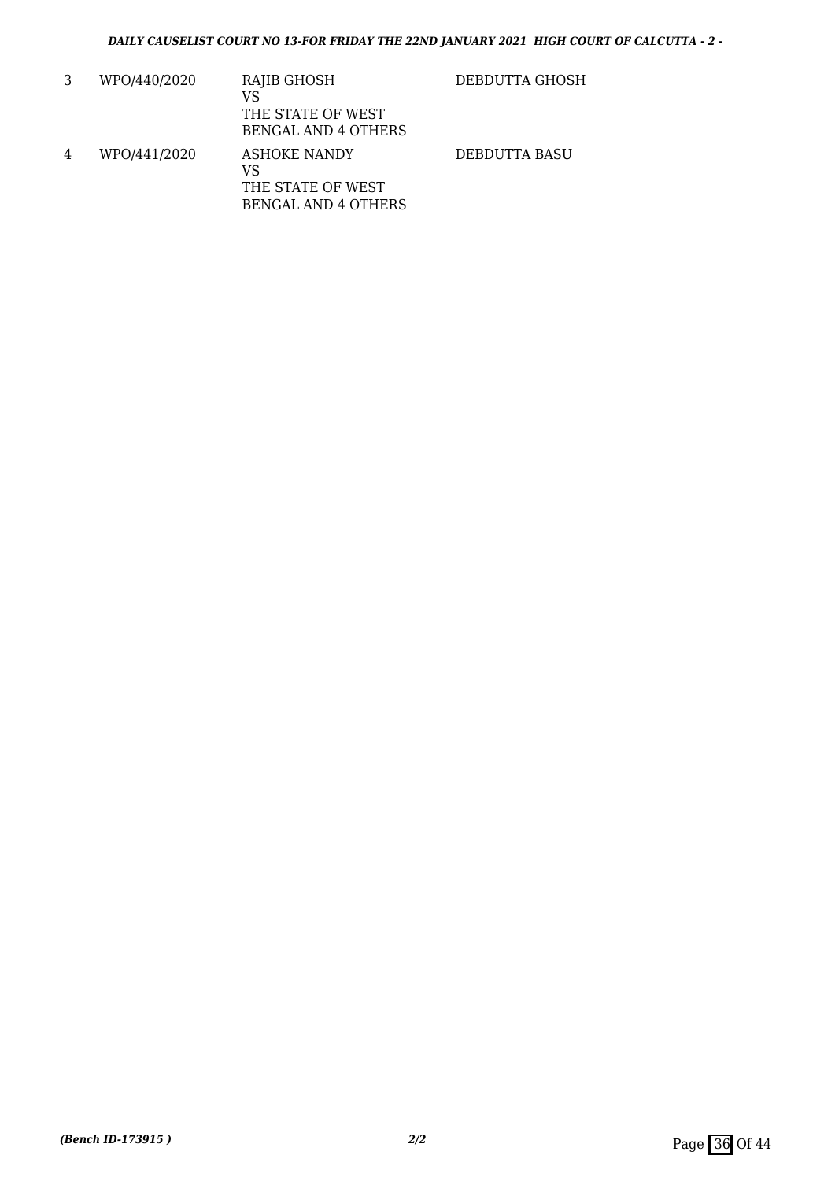| 3 | WPO/440/2020 | RAJIB GHOSH<br>VS<br>THE STATE OF WEST BENGAL AND 4 OTHERS | DEBDUTTA GHOSH |
|---|---|---|---|
| 4 | WPO/441/2020 | ASHOKE NANDY<br>VS<br>THE STATE OF WEST BENGAL AND 4 OTHERS | DEBDUTTA BASU |

*(Bench ID-173915 )*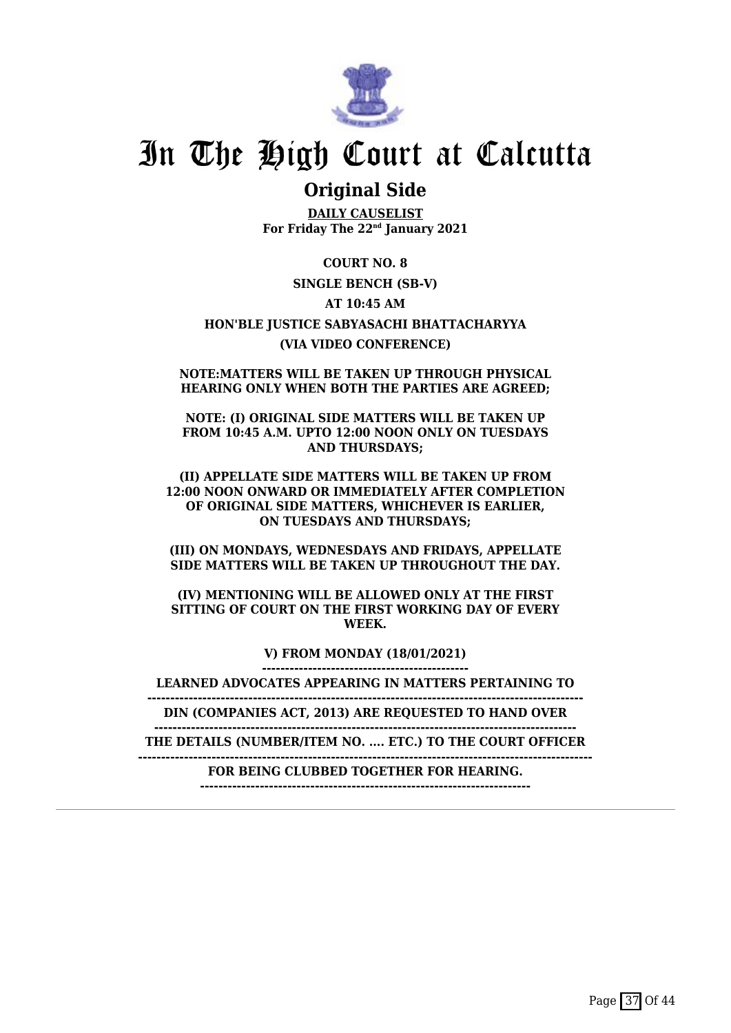# In The High Court at Calcutta

## Original Side

**DAILY CAUSELIST**
**For Friday The 22nd January 2021**

**COURT NO. 8**

**SINGLE BENCH (SB-V)**

**AT 10:45 AM**

**HON'BLE JUSTICE SABYASACHI BHATTACHARYYA**

**(VIA VIDEO CONFERENCE)**

**NOTE:MATTERS WILL BE TAKEN UP THROUGH PHYSICAL HEARING ONLY WHEN BOTH THE PARTIES ARE AGREED;**

**NOTE: (I) ORIGINAL SIDE MATTERS WILL BE TAKEN UP FROM 10:45 A.M. UPTO 12:00 NOON ONLY ON TUESDAYS AND THURSDAYS;**

**(II) APPELLATE SIDE MATTERS WILL BE TAKEN UP FROM 12:00 NOON ONWARD OR IMMEDIATELY AFTER COMPLETION OF ORIGINAL SIDE MATTERS, WHICHEVER IS EARLIER, ON TUESDAYS AND THURSDAYS;**

**(III) ON MONDAYS, WEDNESDAYS AND FRIDAYS, APPELLATE SIDE MATTERS WILL BE TAKEN UP THROUGHOUT THE DAY.**

**(IV) MENTIONING WILL BE ALLOWED ONLY AT THE FIRST SITTING OF COURT ON THE FIRST WORKING DAY OF EVERY WEEK.**

**V) FROM MONDAY (18/01/2021)**

**LEARNED ADVOCATES APPEARING IN MATTERS PERTAINING TO**

**DIN (COMPANIES ACT, 2013) ARE REQUESTED TO HAND OVER**

**THE DETAILS (NUMBER/ITEM NO. .... ETC.) TO THE COURT OFFICER**

**FOR BEING CLUBBED TOGETHER FOR HEARING.**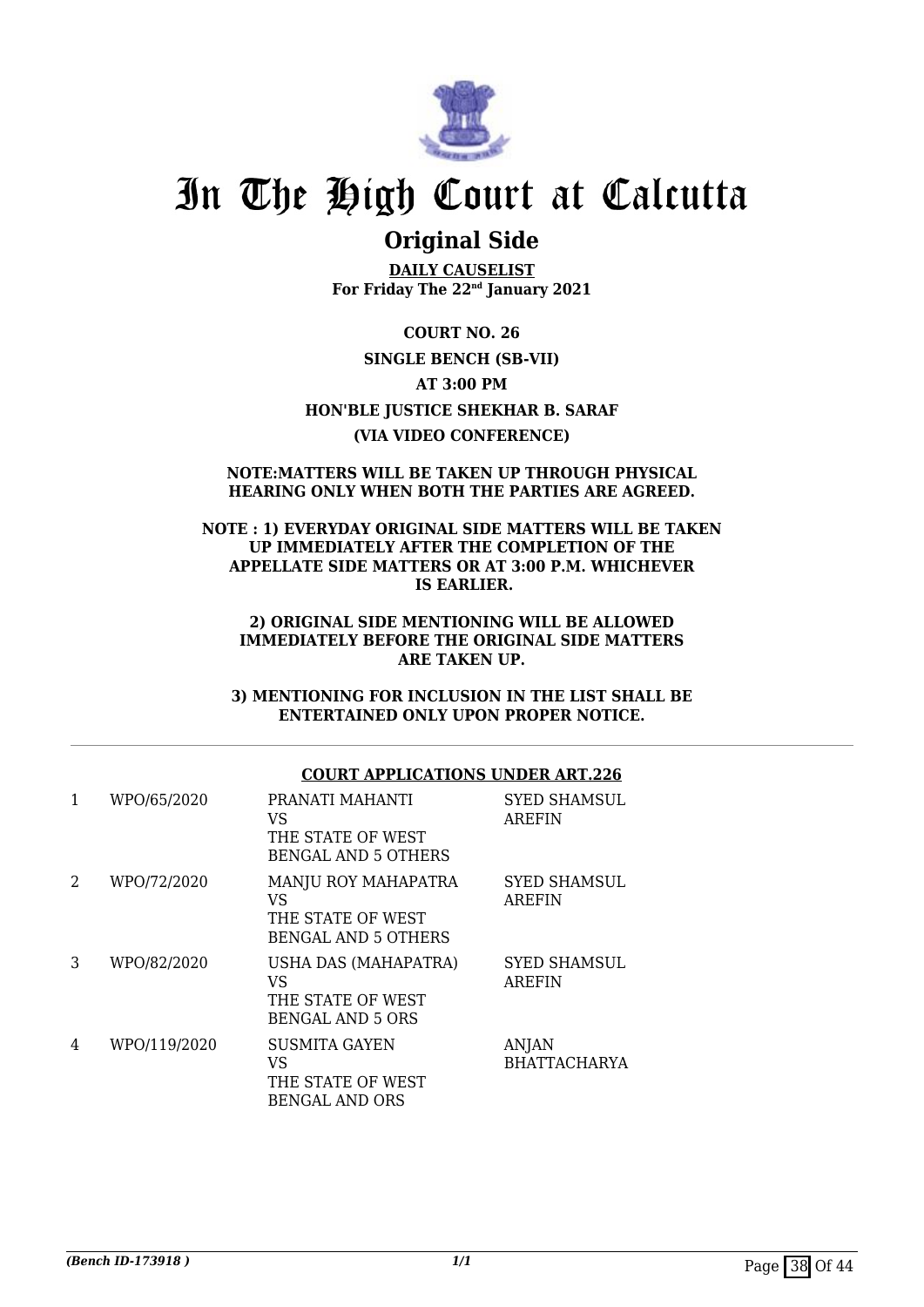# In The High Court at Calcutta

## Original Side

**DAILY CAUSELIST**
**For Friday The 22nd January 2021**

**COURT NO. 26**

**SINGLE BENCH (SB-VII)**

**AT 3:00 PM**

**HON'BLE JUSTICE SHEKHAR B. SARAF**

**(VIA VIDEO CONFERENCE)**

**NOTE:MATTERS WILL BE TAKEN UP THROUGH PHYSICAL HEARING ONLY WHEN BOTH THE PARTIES ARE AGREED.**

**NOTE : 1) EVERYDAY ORIGINAL SIDE MATTERS WILL BE TAKEN UP IMMEDIATELY AFTER THE COMPLETION OF THE APPELLATE SIDE MATTERS OR AT 3:00 P.M. WHICHEVER IS EARLIER.**

**2) ORIGINAL SIDE MENTIONING WILL BE ALLOWED IMMEDIATELY BEFORE THE ORIGINAL SIDE MATTERS ARE TAKEN UP.**

**3) MENTIONING FOR INCLUSION IN THE LIST SHALL BE ENTERTAINED ONLY UPON PROPER NOTICE.**

**COURT APPLICATIONS UNDER ART.226**

| | | | |
|---|---|---|---|
| 1 | WPO/65/2020 | PRANATI MAHANTI VS THE STATE OF WEST BENGAL AND 5 OTHERS | SYED SHAMSUL AREFIN |
| 2 | WPO/72/2020 | MANJU ROY MAHAPATRA VS THE STATE OF WEST BENGAL AND 5 OTHERS | SYED SHAMSUL AREFIN |
| 3 | WPO/82/2020 | USHA DAS (MAHAPATRA) VS THE STATE OF WEST BENGAL AND 5 ORS | SYED SHAMSUL AREFIN |
| 4 | WPO/119/2020 | SUSMITA GAYEN VS THE STATE OF WEST BENGAL AND ORS | ANJAN BHATTACHARYA |

*(Bench ID-173918 )*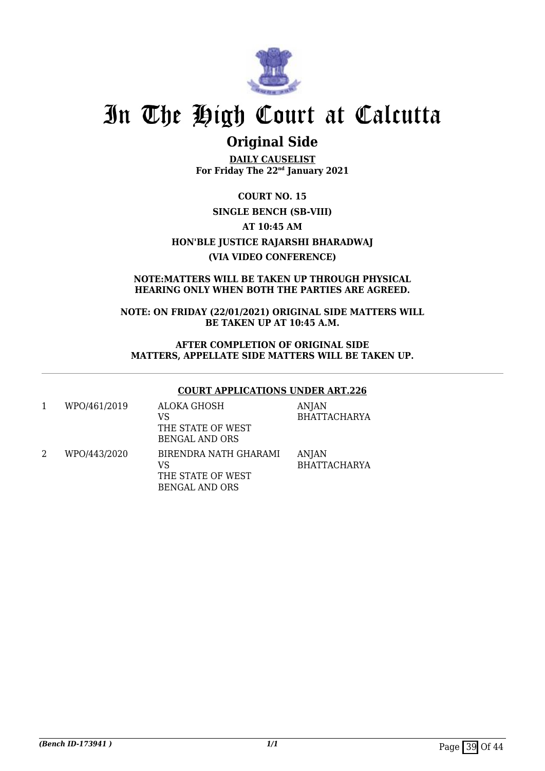# In The High Court at Calcutta

## Original Side

**DAILY CAUSELIST**
**For Friday The 22nd January 2021**

**COURT NO. 15**

**SINGLE BENCH (SB-VIII)**

**AT 10:45 AM**

**HON'BLE JUSTICE RAJARSHI BHARADWAJ**

**(VIA VIDEO CONFERENCE)**

**NOTE:MATTERS WILL BE TAKEN UP THROUGH PHYSICAL HEARING ONLY WHEN BOTH THE PARTIES ARE AGREED.**

**NOTE: ON FRIDAY (22/01/2021) ORIGINAL SIDE MATTERS WILL BE TAKEN UP AT 10:45 A.M.**

**AFTER COMPLETION OF ORIGINAL SIDE MATTERS, APPELLATE SIDE MATTERS WILL BE TAKEN UP.**

**COURT APPLICATIONS UNDER ART.226**

| | | | |
|---|---|---|---|
| 1 | WPO/461/2019 | ALOKA GHOSH VS THE STATE OF WEST BENGAL AND ORS | ANJAN BHATTACHARYA |
| 2 | WPO/443/2020 | BIRENDRA NATH GHARAMI VS THE STATE OF WEST BENGAL AND ORS | ANJAN BHATTACHARYA |

*(Bench ID-173941 )*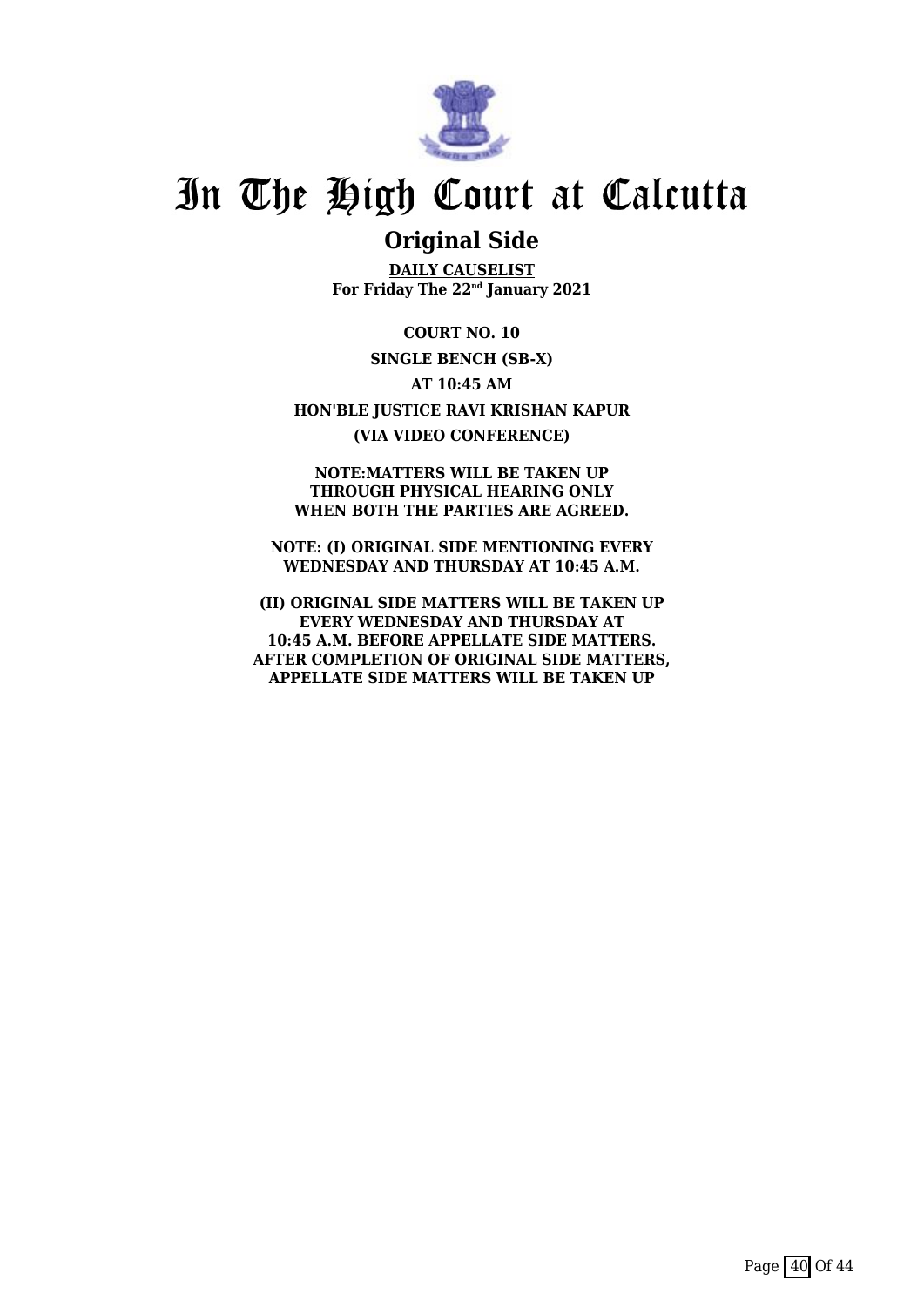# In The High Court at Calcutta

## Original Side

**DAILY CAUSELIST**
**For Friday The 22nd January 2021**

**COURT NO. 10**

**SINGLE BENCH (SB-X)**

**AT 10:45 AM**

**HON'BLE JUSTICE RAVI KRISHAN KAPUR**

**(VIA VIDEO CONFERENCE)**

**NOTE:MATTERS WILL BE TAKEN UP THROUGH PHYSICAL HEARING ONLY WHEN BOTH THE PARTIES ARE AGREED.**

**NOTE: (I) ORIGINAL SIDE MENTIONING EVERY WEDNESDAY AND THURSDAY AT 10:45 A.M.**

**(II) ORIGINAL SIDE MATTERS WILL BE TAKEN UP EVERY WEDNESDAY AND THURSDAY AT 10:45 A.M. BEFORE APPELLATE SIDE MATTERS. AFTER COMPLETION OF ORIGINAL SIDE MATTERS, APPELLATE SIDE MATTERS WILL BE TAKEN UP**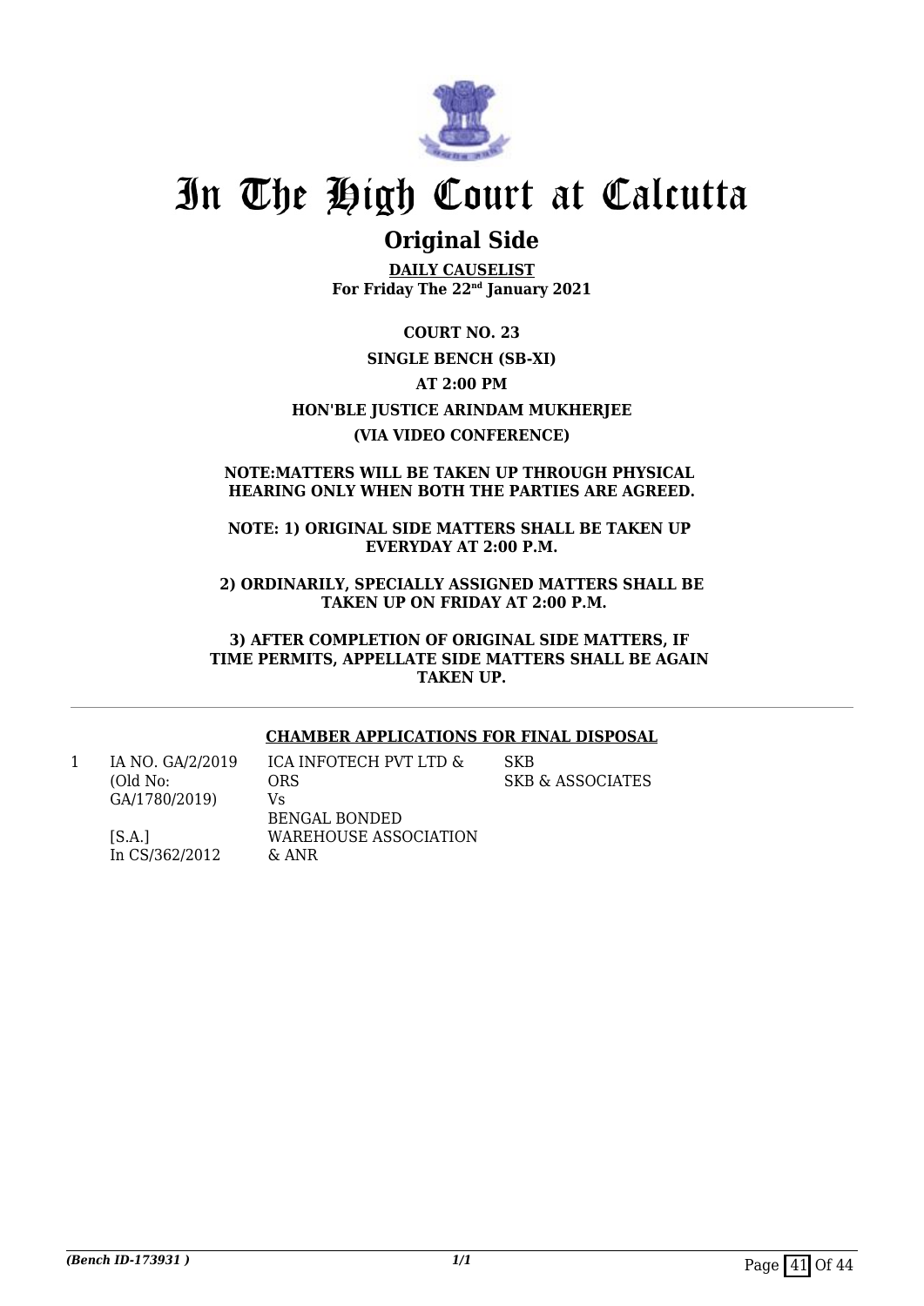# In The High Court at Calcutta

## Original Side

**DAILY CAUSELIST**
**For Friday The 22nd January 2021**

**COURT NO. 23**

**SINGLE BENCH (SB-XI)**

**AT 2:00 PM**

**HON'BLE JUSTICE ARINDAM MUKHERJEE**

**(VIA VIDEO CONFERENCE)**

**NOTE:MATTERS WILL BE TAKEN UP THROUGH PHYSICAL HEARING ONLY WHEN BOTH THE PARTIES ARE AGREED.**

**NOTE: 1) ORIGINAL SIDE MATTERS SHALL BE TAKEN UP EVERYDAY AT 2:00 P.M.**

**2) ORDINARILY, SPECIALLY ASSIGNED MATTERS SHALL BE TAKEN UP ON FRIDAY AT 2:00 P.M.**

**3) AFTER COMPLETION OF ORIGINAL SIDE MATTERS, IF TIME PERMITS, APPELLATE SIDE MATTERS SHALL BE AGAIN TAKEN UP.**

**CHAMBER APPLICATIONS FOR FINAL DISPOSAL**

| | | | |
|---|---|---|---|
| 1 | IA NO. GA/2/2019 (Old No: GA/1780/2019) [S.A.] In CS/362/2012 | ICA INFOTECH PVT LTD & ORS Vs BENGAL BONDED WAREHOUSE ASSOCIATION & ANR | SKB SKB & ASSOCIATES |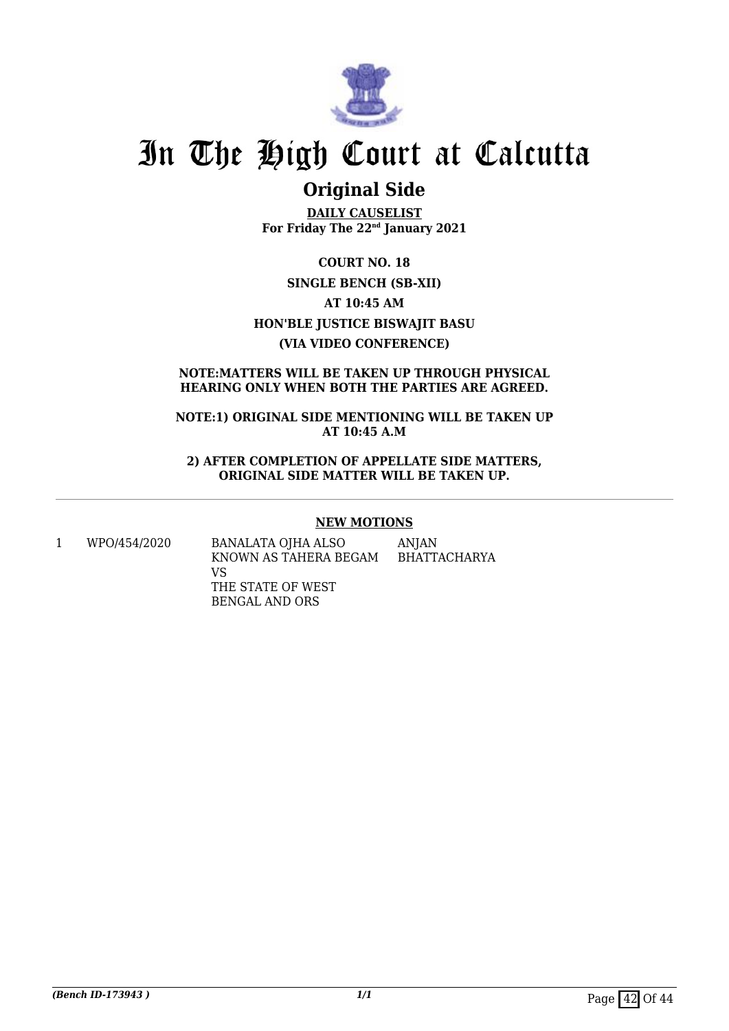# In The High Court at Calcutta

## Original Side

**DAILY CAUSELIST**
**For Friday The 22nd January 2021**

**COURT NO. 18**
**SINGLE BENCH (SB-XII)**
**AT 10:45 AM**
**HON'BLE JUSTICE BISWAJIT BASU**
**(VIA VIDEO CONFERENCE)**

**NOTE:MATTERS WILL BE TAKEN UP THROUGH PHYSICAL HEARING ONLY WHEN BOTH THE PARTIES ARE AGREED.**

**NOTE:1) ORIGINAL SIDE MENTIONING WILL BE TAKEN UP AT 10:45 A.M**

**2) AFTER COMPLETION OF APPELLATE SIDE MATTERS, ORIGINAL SIDE MATTER WILL BE TAKEN UP.**

### NEW MOTIONS

| | | | |
|---|---|---|---|
| 1 | WPO/454/2020 | BANALATA OJHA ALSO KNOWN AS TAHERA BEGAM VS THE STATE OF WEST BENGAL AND ORS | ANJAN BHATTACHARYA |

*(Bench ID-173943 )*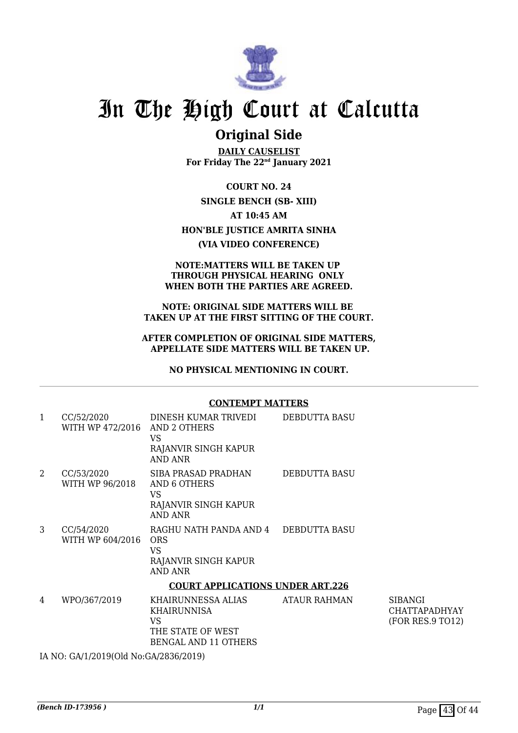# In The High Court at Calcutta

## Original Side

**DAILY CAUSELIST**
**For Friday The 22nd January 2021**

**COURT NO. 24**

**SINGLE BENCH (SB- XIII)**

**AT 10:45 AM**

**HON'BLE JUSTICE AMRITA SINHA**

**(VIA VIDEO CONFERENCE)**

**NOTE:MATTERS WILL BE TAKEN UP THROUGH PHYSICAL HEARING ONLY WHEN BOTH THE PARTIES ARE AGREED.**

**NOTE: ORIGINAL SIDE MATTERS WILL BE TAKEN UP AT THE FIRST SITTING OF THE COURT.**

**AFTER COMPLETION OF ORIGINAL SIDE MATTERS, APPELLATE SIDE MATTERS WILL BE TAKEN UP.**

**NO PHYSICAL MENTIONING IN COURT.**

**CONTEMPT MATTERS**

| | | | | |
|---|---|---|---|---|
| 1 | CC/52/2020 WITH WP 472/2016 | DINESH KUMAR TRIVEDI AND 2 OTHERS VS RAJANVIR SINGH KAPUR AND ANR | DEBDUTTA BASU | |
| 2 | CC/53/2020 WITH WP 96/2018 | SIBA PRASAD PRADHAN AND 6 OTHERS VS RAJANVIR SINGH KAPUR AND ANR | DEBDUTTA BASU | |
| 3 | CC/54/2020 WITH WP 604/2016 | RAGHU NATH PANDA AND 4 ORS VS RAJANVIR SINGH KAPUR AND ANR | DEBDUTTA BASU | |

**COURT APPLICATIONS UNDER ART.226**

| | | | | |
|---|---|---|---|---|
| 4 | WPO/367/2019 | KHAIRUNNESSA ALIAS KHAIRUNNISA VS THE STATE OF WEST BENGAL AND 11 OTHERS | ATAUR RAHMAN | SIBANGI CHATTAPADHYAY (FOR RES.9 TO12) |

IA NO: GA/1/2019(Old No:GA/2836/2019)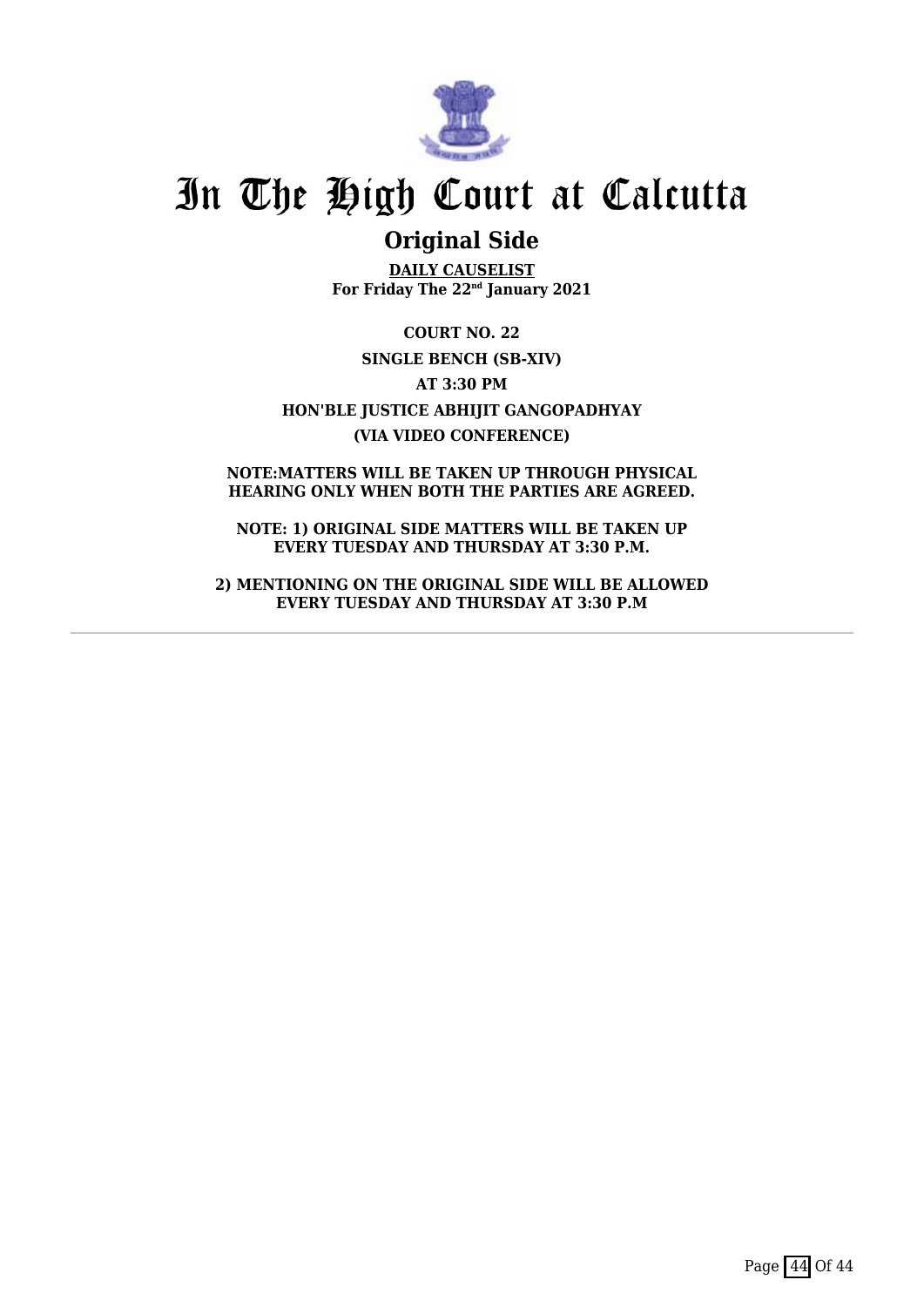# In The High Court at Calcutta

## Original Side

**DAILY CAUSELIST**
**For Friday The 22nd January 2021**

**COURT NO. 22**

**SINGLE BENCH (SB-XIV)**

**AT 3:30 PM**

**HON'BLE JUSTICE ABHIJIT GANGOPADHYAY**

**(VIA VIDEO CONFERENCE)**

**NOTE:MATTERS WILL BE TAKEN UP THROUGH PHYSICAL HEARING ONLY WHEN BOTH THE PARTIES ARE AGREED.**

**NOTE: 1) ORIGINAL SIDE MATTERS WILL BE TAKEN UP EVERY TUESDAY AND THURSDAY AT 3:30 P.M.**

**2) MENTIONING ON THE ORIGINAL SIDE WILL BE ALLOWED EVERY TUESDAY AND THURSDAY AT 3:30 P.M**